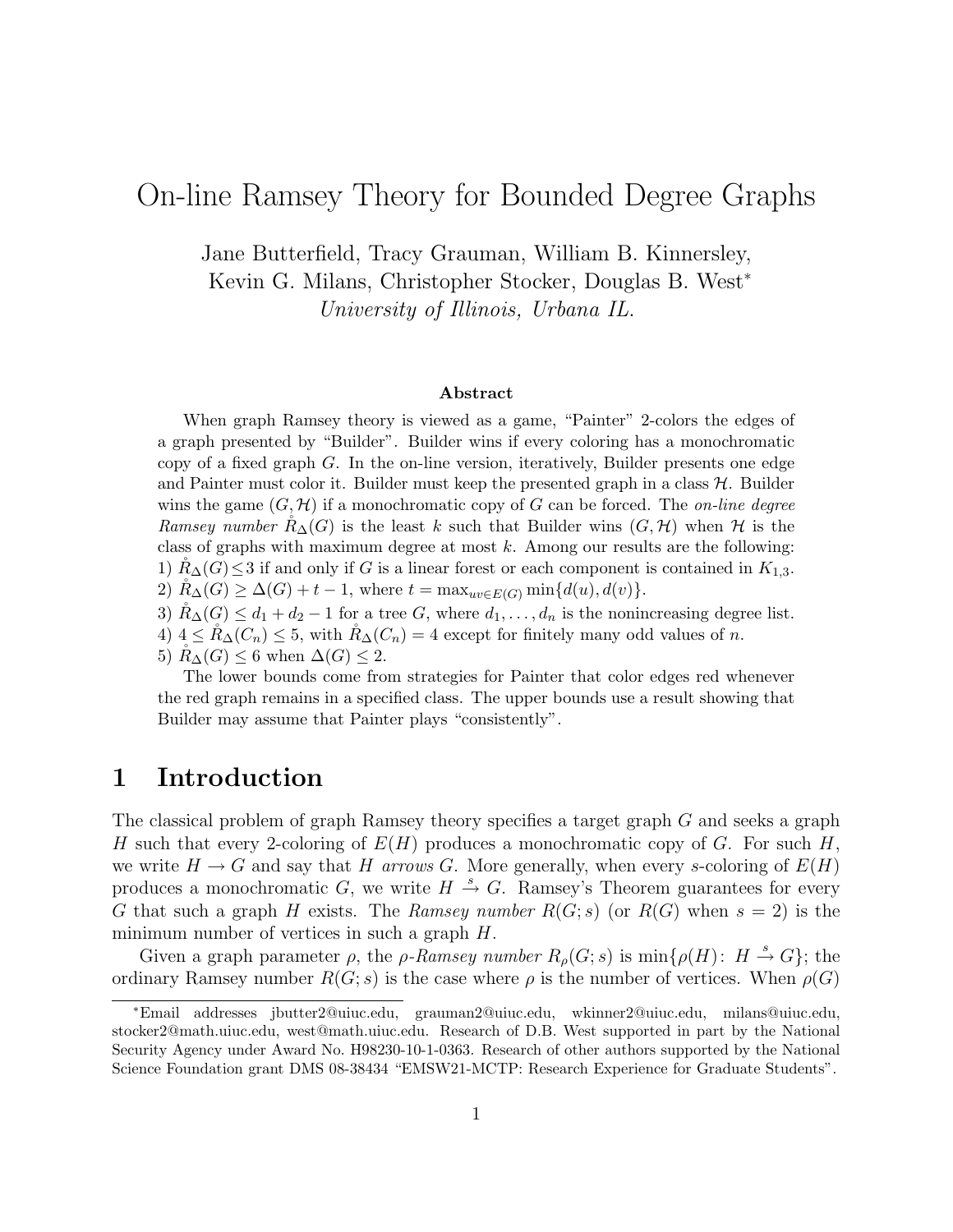# On-line Ramsey Theory for Bounded Degree Graphs

Jane Butterfield, Tracy Grauman, William B. Kinnersley,
Kevin G. Milans, Christopher Stocker, Douglas B. West*

*University of Illinois, Urbana IL.*

### Abstract

When graph Ramsey theory is viewed as a game, "Painter" 2-colors the edges of a graph presented by "Builder". Builder wins if every coloring has a monochromatic copy of a fixed graph $G$. In the on-line version, iteratively, Builder presents one edge and Painter must color it. Builder must keep the presented graph in a class $\mathcal{H}$. Builder wins the game $(G, \mathcal{H})$ if a monochromatic copy of $G$ can be forced. The *on-line degree Ramsey number* $\mathring{R}_\Delta(G)$ is the least $k$ such that Builder wins $(G, \mathcal{H})$ when $\mathcal{H}$ is the class of graphs with maximum degree at most $k$. Among our results are the following:
1) $\mathring{R}_\Delta(G) \le 3$ if and only if $G$ is a linear forest or each component is contained in $K_{1,3}$.
2) $\mathring{R}_\Delta(G) \ge \Delta(G) + t - 1$, where $t = \max_{uv \in E(G)} \min\{d(u), d(v)\}$.
3) $\mathring{R}_\Delta(G) \le d_1 + d_2 - 1$ for a tree $G$, where $d_1, \ldots, d_n$ is the nonincreasing degree list.
4) $4 \le \mathring{R}_\Delta(C_n) \le 5$, with $\mathring{R}_\Delta(C_n) = 4$ except for finitely many odd values of $n$.
5) $\mathring{R}_\Delta(G) \le 6$ when $\Delta(G) \le 2$.

The lower bounds come from strategies for Painter that color edges red whenever the red graph remains in a specified class. The upper bounds use a result showing that Builder may assume that Painter plays "consistently".

## 1 Introduction

The classical problem of graph Ramsey theory specifies a target graph $G$ and seeks a graph $H$ such that every 2-coloring of $E(H)$ produces a monochromatic copy of $G$. For such $H$, we write $H \to G$ and say that $H$ *arrows* $G$. More generally, when every $s$-coloring of $E(H)$ produces a monochromatic $G$, we write $H \xrightarrow{s} G$. Ramsey's Theorem guarantees for every $G$ that such a graph $H$ exists. The *Ramsey number* $R(G; s)$ (or $R(G)$ when $s = 2$) is the minimum number of vertices in such a graph $H$.

Given a graph parameter $\rho$, the *$\rho$-Ramsey number* $R_\rho(G; s)$ is $\min\{\rho(H) \colon H \xrightarrow{s} G\}$; the ordinary Ramsey number $R(G; s)$ is the case where $\rho$ is the number of vertices. When $\rho(G)$

---

*Email addresses jbutter2@uiuc.edu, grauman2@uiuc.edu, wkinner2@uiuc.edu, milans@uiuc.edu, stocker2@math.uiuc.edu, west@math.uiuc.edu. Research of D.B. West supported in part by the National Security Agency under Award No. H98230-10-1-0363. Research of other authors supported by the National Science Foundation grant DMS 08-38434 "EMSW21-MCTP: Research Experience for Graduate Students".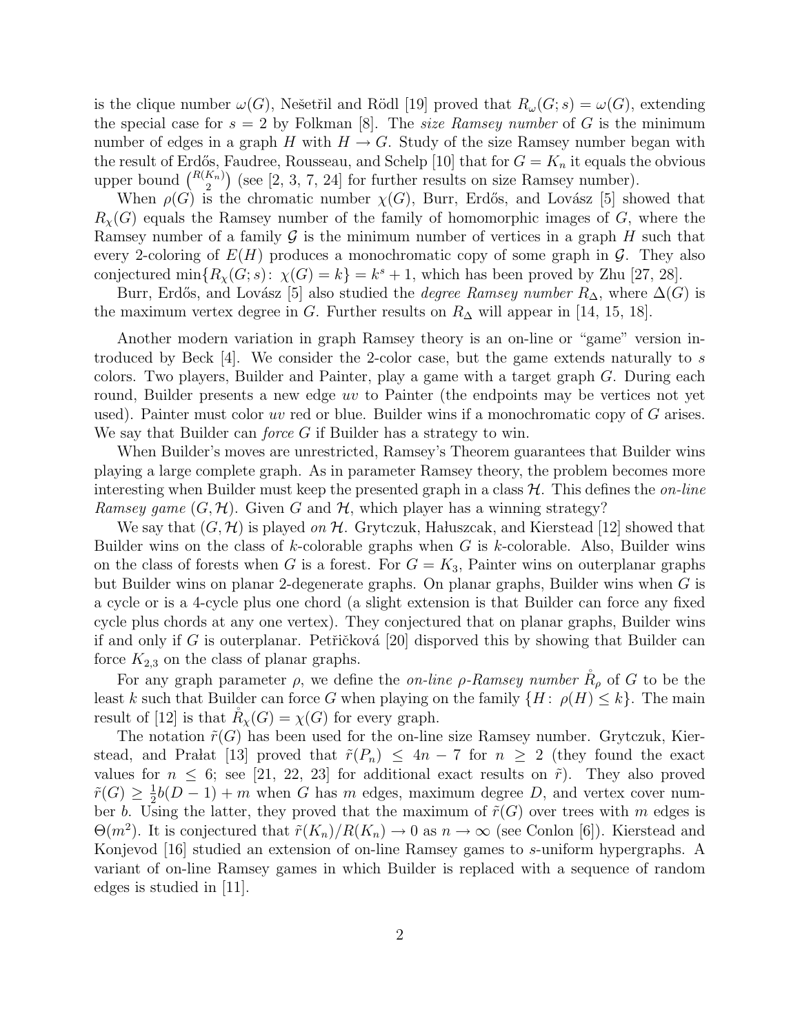is the clique number $\omega(G)$, Nešetřil and Rödl [19] proved that $R_\omega(G;s) = \omega(G)$, extending the special case for $s = 2$ by Folkman [8]. The *size Ramsey number* of $G$ is the minimum number of edges in a graph $H$ with $H \to G$. Study of the size Ramsey number began with the result of Erdős, Faudree, Rousseau, and Schelp [10] that for $G = K_n$ it equals the obvious upper bound $\binom{R(K_n)}{2}$ (see [2, 3, 7, 24] for further results on size Ramsey number).

When $\rho(G)$ is the chromatic number $\chi(G)$, Burr, Erdős, and Lovász [5] showed that $R_\chi(G)$ equals the Ramsey number of the family of homomorphic images of $G$, where the Ramsey number of a family $\mathcal{G}$ is the minimum number of vertices in a graph $H$ such that every 2-coloring of $E(H)$ produces a monochromatic copy of some graph in $\mathcal{G}$. They also conjectured $\min\{R_\chi(G;s)\colon \chi(G) = k\} = k^s + 1$, which has been proved by Zhu [27, 28].

Burr, Erdős, and Lovász [5] also studied the *degree Ramsey number* $R_\Delta$, where $\Delta(G)$ is the maximum vertex degree in $G$. Further results on $R_\Delta$ will appear in [14, 15, 18].

Another modern variation in graph Ramsey theory is an on-line or "game" version introduced by Beck [4]. We consider the 2-color case, but the game extends naturally to $s$ colors. Two players, Builder and Painter, play a game with a target graph $G$. During each round, Builder presents a new edge $uv$ to Painter (the endpoints may be vertices not yet used). Painter must color $uv$ red or blue. Builder wins if a monochromatic copy of $G$ arises. We say that Builder can *force* $G$ if Builder has a strategy to win.

When Builder's moves are unrestricted, Ramsey's Theorem guarantees that Builder wins playing a large complete graph. As in parameter Ramsey theory, the problem becomes more interesting when Builder must keep the presented graph in a class $\mathcal{H}$. This defines the *on-line Ramsey game* $(G, \mathcal{H})$. Given $G$ and $\mathcal{H}$, which player has a winning strategy?

We say that $(G, \mathcal{H})$ is played *on* $\mathcal{H}$. Grytczuk, Hałuszcak, and Kierstead [12] showed that Builder wins on the class of $k$-colorable graphs when $G$ is $k$-colorable. Also, Builder wins on the class of forests when $G$ is a forest. For $G = K_3$, Painter wins on outerplanar graphs but Builder wins on planar 2-degenerate graphs. On planar graphs, Builder wins when $G$ is a cycle or is a 4-cycle plus one chord (a slight extension is that Builder can force any fixed cycle plus chords at any one vertex). They conjectured that on planar graphs, Builder wins if and only if $G$ is outerplanar. Petřičková [20] disproved this by showing that Builder can force $K_{2,3}$ on the class of planar graphs.

For any graph parameter $\rho$, we define the *on-line $\rho$-Ramsey number* $\mathring{R}_\rho$ of $G$ to be the least $k$ such that Builder can force $G$ when playing on the family $\{H\colon \rho(H) \le k\}$. The main result of [12] is that $\mathring{R}_\chi(G) = \chi(G)$ for every graph.

The notation $\tilde{r}(G)$ has been used for the on-line size Ramsey number. Grytczuk, Kierstead, and Prałat [13] proved that $\tilde{r}(P_n) \le 4n - 7$ for $n \ge 2$ (they found the exact values for $n \le 6$; see [21, 22, 23] for additional exact results on $\tilde{r}$). They also proved $\tilde{r}(G) \ge \frac{1}{2}b(D-1) + m$ when $G$ has $m$ edges, maximum degree $D$, and vertex cover number $b$. Using the latter, they proved that the maximum of $\tilde{r}(G)$ over trees with $m$ edges is $\Theta(m^2)$. It is conjectured that $\tilde{r}(K_n)/R(K_n) \to 0$ as $n \to \infty$ (see Conlon [6]). Kierstead and Konjevod [16] studied an extension of on-line Ramsey games to $s$-uniform hypergraphs. A variant of on-line Ramsey games in which Builder is replaced with a sequence of random edges is studied in [11].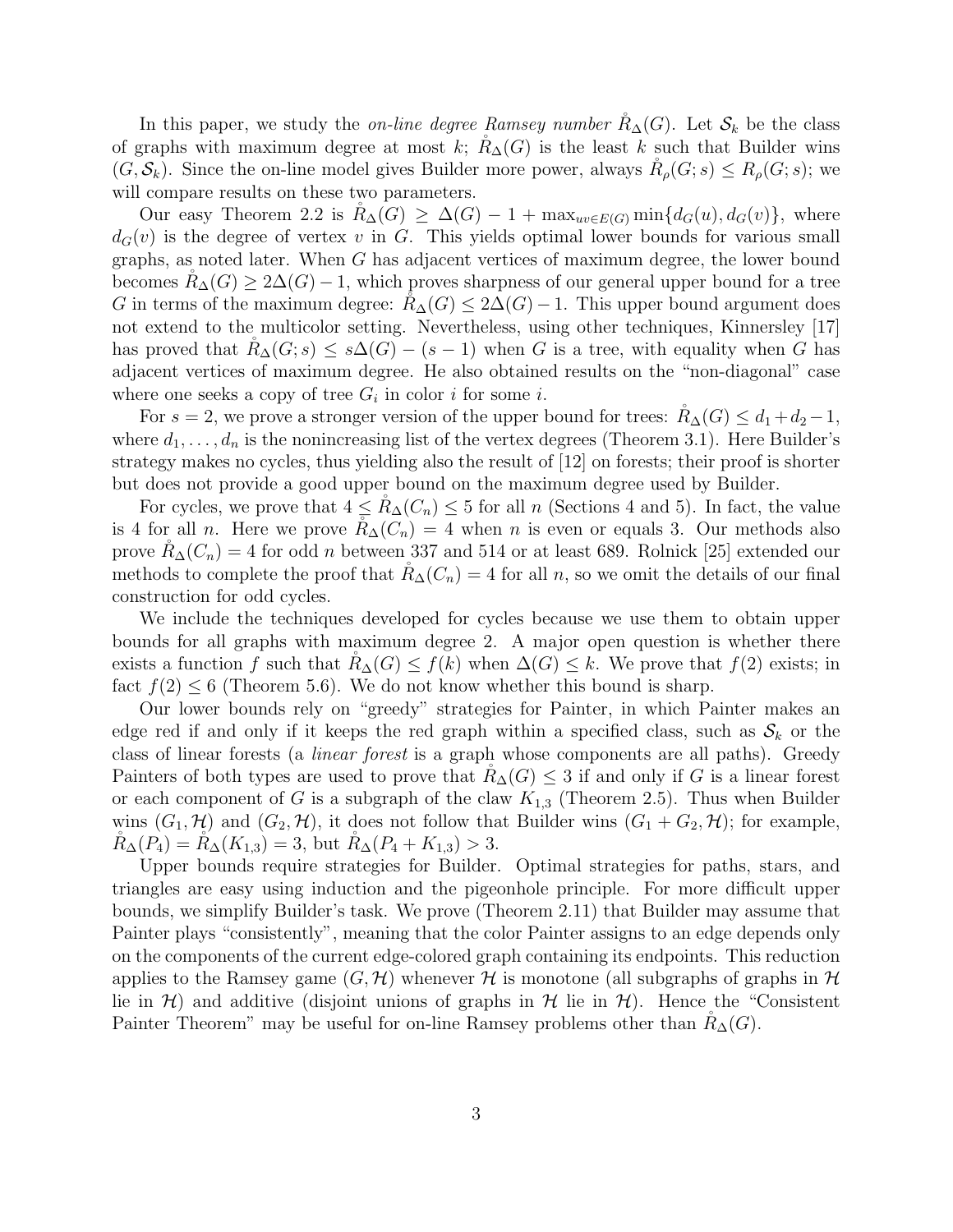In this paper, we study the *on-line degree Ramsey number* $\mathring{R}_\Delta(G)$. Let $\mathcal{S}_k$ be the class of graphs with maximum degree at most $k$; $\mathring{R}_\Delta(G)$ is the least $k$ such that Builder wins $(G, \mathcal{S}_k)$. Since the on-line model gives Builder more power, always $\mathring{R}_\rho(G;s) \le R_\rho(G;s)$; we will compare results on these two parameters.

Our easy Theorem 2.2 is $\mathring{R}_\Delta(G) \ge \Delta(G) - 1 + \max_{uv \in E(G)} \min\{d_G(u), d_G(v)\}$, where $d_G(v)$ is the degree of vertex $v$ in $G$. This yields optimal lower bounds for various small graphs, as noted later. When $G$ has adjacent vertices of maximum degree, the lower bound becomes $\mathring{R}_\Delta(G) \ge 2\Delta(G) - 1$, which proves sharpness of our general upper bound for a tree $G$ in terms of the maximum degree: $\mathring{R}_\Delta(G) \le 2\Delta(G) - 1$. This upper bound argument does not extend to the multicolor setting. Nevertheless, using other techniques, Kinnersley [17] has proved that $\mathring{R}_\Delta(G;s) \le s\Delta(G) - (s-1)$ when $G$ is a tree, with equality when $G$ has adjacent vertices of maximum degree. He also obtained results on the "non-diagonal" case where one seeks a copy of tree $G_i$ in color $i$ for some $i$.

For $s = 2$, we prove a stronger version of the upper bound for trees: $\mathring{R}_\Delta(G) \le d_1 + d_2 - 1$, where $d_1, \ldots, d_n$ is the nonincreasing list of the vertex degrees (Theorem 3.1). Here Builder's strategy makes no cycles, thus yielding also the result of [12] on forests; their proof is shorter but does not provide a good upper bound on the maximum degree used by Builder.

For cycles, we prove that $4 \le \mathring{R}_\Delta(C_n) \le 5$ for all $n$ (Sections 4 and 5). In fact, the value is 4 for all $n$. Here we prove $\mathring{R}_\Delta(C_n) = 4$ when $n$ is even or equals 3. Our methods also prove $\mathring{R}_\Delta(C_n) = 4$ for odd $n$ between 337 and 514 or at least 689. Rolnick [25] extended our methods to complete the proof that $\mathring{R}_\Delta(C_n) = 4$ for all $n$, so we omit the details of our final construction for odd cycles.

We include the techniques developed for cycles because we use them to obtain upper bounds for all graphs with maximum degree 2. A major open question is whether there exists a function $f$ such that $\mathring{R}_\Delta(G) \le f(k)$ when $\Delta(G) \le k$. We prove that $f(2)$ exists; in fact $f(2) \le 6$ (Theorem 5.6). We do not know whether this bound is sharp.

Our lower bounds rely on "greedy" strategies for Painter, in which Painter makes an edge red if and only if it keeps the red graph within a specified class, such as $\mathcal{S}_k$ or the class of linear forests (a *linear forest* is a graph whose components are all paths). Greedy Painters of both types are used to prove that $\mathring{R}_\Delta(G) \le 3$ if and only if $G$ is a linear forest or each component of $G$ is a subgraph of the claw $K_{1,3}$ (Theorem 2.5). Thus when Builder wins $(G_1, \mathcal{H})$ and $(G_2, \mathcal{H})$, it does not follow that Builder wins $(G_1 + G_2, \mathcal{H})$; for example, $\mathring{R}_\Delta(P_4) = \mathring{R}_\Delta(K_{1,3}) = 3$, but $\mathring{R}_\Delta(P_4 + K_{1,3}) > 3$.

Upper bounds require strategies for Builder. Optimal strategies for paths, stars, and triangles are easy using induction and the pigeonhole principle. For more difficult upper bounds, we simplify Builder's task. We prove (Theorem 2.11) that Builder may assume that Painter plays "consistently", meaning that the color Painter assigns to an edge depends only on the components of the current edge-colored graph containing its endpoints. This reduction applies to the Ramsey game $(G, \mathcal{H})$ whenever $\mathcal{H}$ is monotone (all subgraphs of graphs in $\mathcal{H}$ lie in $\mathcal{H}$) and additive (disjoint unions of graphs in $\mathcal{H}$ lie in $\mathcal{H}$). Hence the "Consistent Painter Theorem" may be useful for on-line Ramsey problems other than $\mathring{R}_\Delta(G)$.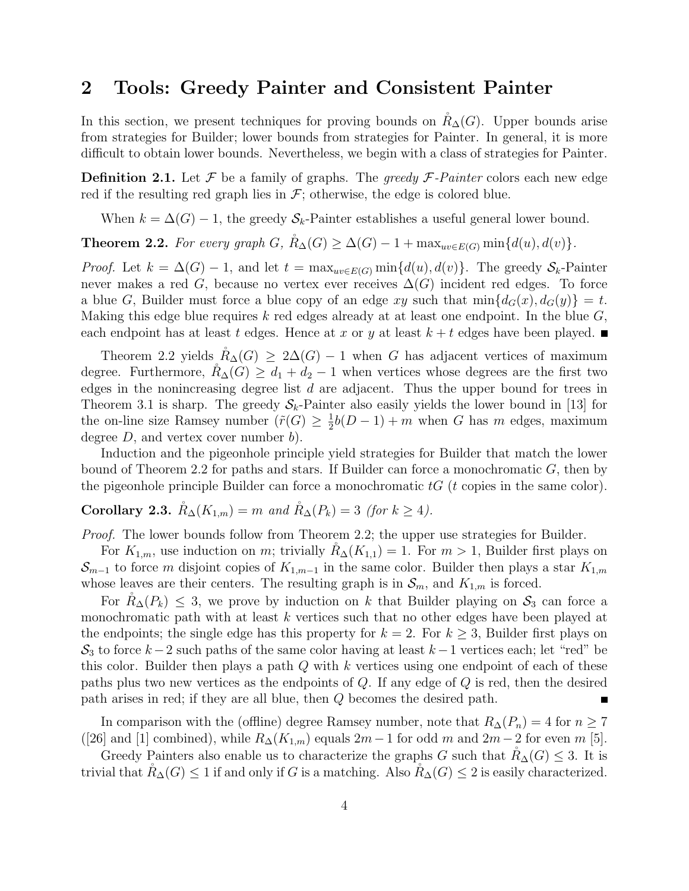## 2 Tools: Greedy Painter and Consistent Painter

In this section, we present techniques for proving bounds on $\mathring{R}_\Delta(G)$. Upper bounds arise from strategies for Builder; lower bounds from strategies for Painter. In general, it is more difficult to obtain lower bounds. Nevertheless, we begin with a class of strategies for Painter.

**Definition 2.1.** Let $\mathcal{F}$ be a family of graphs. The *greedy $\mathcal{F}$-Painter* colors each new edge red if the resulting red graph lies in $\mathcal{F}$; otherwise, the edge is colored blue.

When $k = \Delta(G) - 1$, the greedy $\mathcal{S}_k$-Painter establishes a useful general lower bound.

**Theorem 2.2.** *For every graph $G$, $\mathring{R}_\Delta(G) \ge \Delta(G) - 1 + \max_{uv\in E(G)} \min\{d(u), d(v)\}$.*

*Proof.* Let $k = \Delta(G) - 1$, and let $t = \max_{uv\in E(G)} \min\{d(u), d(v)\}$. The greedy $\mathcal{S}_k$-Painter never makes a red $G$, because no vertex ever receives $\Delta(G)$ incident red edges. To force a blue $G$, Builder must force a blue copy of an edge $xy$ such that $\min\{d_G(x), d_G(y)\} = t$. Making this edge blue requires $k$ red edges already at at least one endpoint. In the blue $G$, each endpoint has at least $t$ edges. Hence at $x$ or $y$ at least $k + t$ edges have been played. ■

Theorem 2.2 yields $\mathring{R}_\Delta(G) \ge 2\Delta(G) - 1$ when $G$ has adjacent vertices of maximum degree. Furthermore, $\mathring{R}_\Delta(G) \ge d_1 + d_2 - 1$ when vertices whose degrees are the first two edges in the nonincreasing degree list $d$ are adjacent. Thus the upper bound for trees in Theorem 3.1 is sharp. The greedy $\mathcal{S}_k$-Painter also easily yields the lower bound in [13] for the on-line size Ramsey number ($\tilde{r}(G) \ge \frac{1}{2}b(D-1) + m$ when $G$ has $m$ edges, maximum degree $D$, and vertex cover number $b$).

Induction and the pigeonhole principle yield strategies for Builder that match the lower bound of Theorem 2.2 for paths and stars. If Builder can force a monochromatic $G$, then by the pigeonhole principle Builder can force a monochromatic $tG$ ($t$ copies in the same color).

**Corollary 2.3.** *$\mathring{R}_\Delta(K_{1,m}) = m$ and $\mathring{R}_\Delta(P_k) = 3$ (for $k \ge 4$).*

*Proof.* The lower bounds follow from Theorem 2.2; the upper use strategies for Builder.

For $K_{1,m}$, use induction on $m$; trivially $\mathring{R}_\Delta(K_{1,1}) = 1$. For $m > 1$, Builder first plays on $\mathcal{S}_{m-1}$ to force $m$ disjoint copies of $K_{1,m-1}$ in the same color. Builder then plays a star $K_{1,m}$ whose leaves are their centers. The resulting graph is in $\mathcal{S}_m$, and $K_{1,m}$ is forced.

For $\mathring{R}_\Delta(P_k) \le 3$, we prove by induction on $k$ that Builder playing on $\mathcal{S}_3$ can force a monochromatic path with at least $k$ vertices such that no other edges have been played at the endpoints; the single edge has this property for $k = 2$. For $k \ge 3$, Builder first plays on $\mathcal{S}_3$ to force $k-2$ such paths of the same color having at least $k-1$ vertices each; let "red" be this color. Builder then plays a path $Q$ with $k$ vertices using one endpoint of each of these paths plus two new vertices as the endpoints of $Q$. If any edge of $Q$ is red, then the desired path arises in red; if they are all blue, then $Q$ becomes the desired path. ■

In comparison with the (offline) degree Ramsey number, note that $R_\Delta(P_n) = 4$ for $n \ge 7$ ([26] and [1] combined), while $R_\Delta(K_{1,m})$ equals $2m-1$ for odd $m$ and $2m-2$ for even $m$ [5].

Greedy Painters also enable us to characterize the graphs $G$ such that $\mathring{R}_\Delta(G) \le 3$. It is trivial that $\mathring{R}_\Delta(G) \le 1$ if and only if $G$ is a matching. Also $\mathring{R}_\Delta(G) \le 2$ is easily characterized.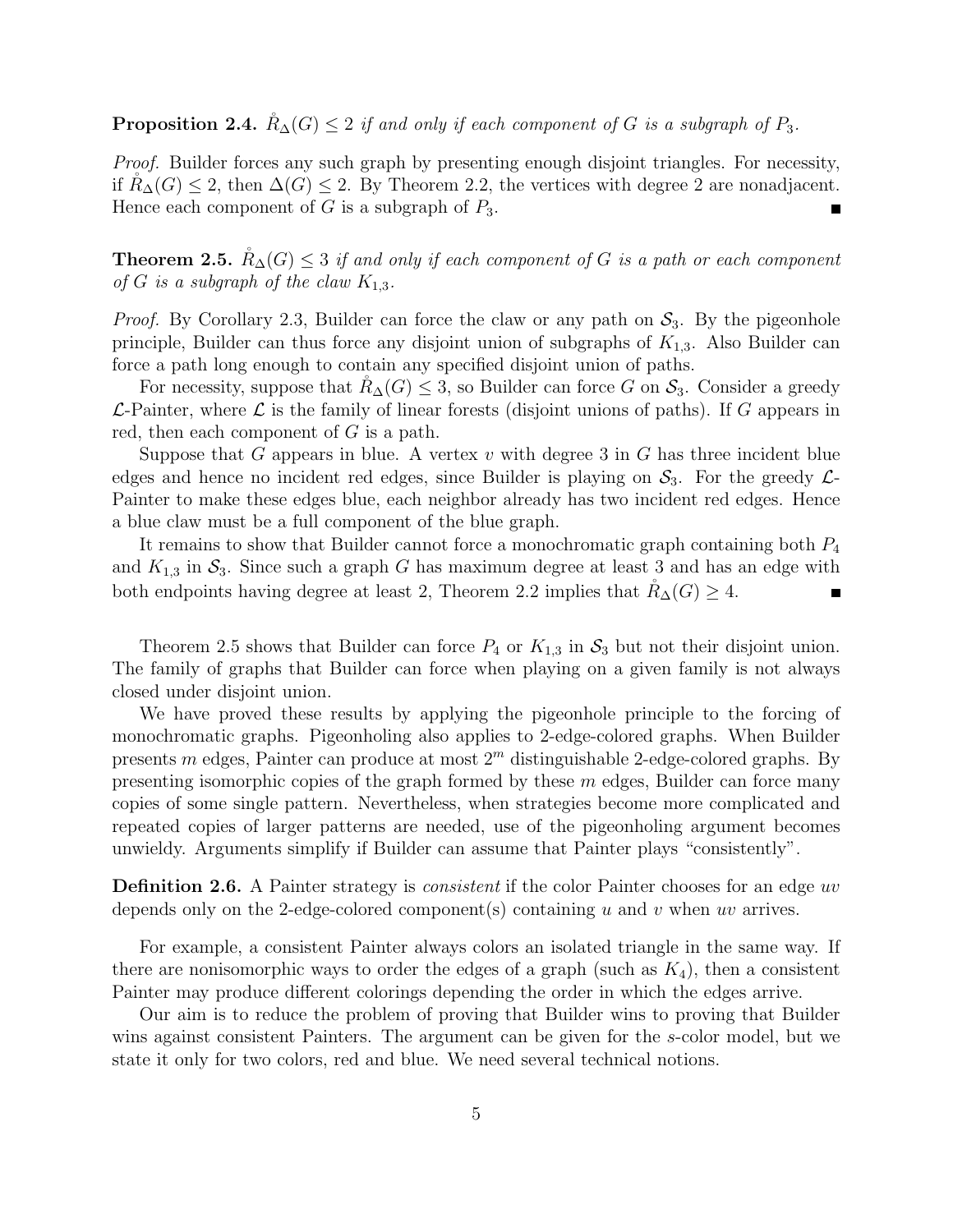**Proposition 2.4.** *$\mathring{R}_\Delta(G) \le 2$ if and only if each component of $G$ is a subgraph of $P_3$.*

*Proof.* Builder forces any such graph by presenting enough disjoint triangles. For necessity, if $\mathring{R}_\Delta(G) \le 2$, then $\Delta(G) \le 2$. By Theorem 2.2, the vertices with degree 2 are nonadjacent. Hence each component of $G$ is a subgraph of $P_3$. ■

**Theorem 2.5.** *$\mathring{R}_\Delta(G) \le 3$ if and only if each component of $G$ is a path or each component of $G$ is a subgraph of the claw $K_{1,3}$.*

*Proof.* By Corollary 2.3, Builder can force the claw or any path on $\mathcal{S}_3$. By the pigeonhole principle, Builder can thus force any disjoint union of subgraphs of $K_{1,3}$. Also Builder can force a path long enough to contain any specified disjoint union of paths.

For necessity, suppose that $\mathring{R}_\Delta(G) \le 3$, so Builder can force $G$ on $\mathcal{S}_3$. Consider a greedy $\mathcal{L}$-Painter, where $\mathcal{L}$ is the family of linear forests (disjoint unions of paths). If $G$ appears in red, then each component of $G$ is a path.

Suppose that $G$ appears in blue. A vertex $v$ with degree 3 in $G$ has three incident blue edges and hence no incident red edges, since Builder is playing on $\mathcal{S}_3$. For the greedy $\mathcal{L}$-Painter to make these edges blue, each neighbor already has two incident red edges. Hence a blue claw must be a full component of the blue graph.

It remains to show that Builder cannot force a monochromatic graph containing both $P_4$ and $K_{1,3}$ in $\mathcal{S}_3$. Since such a graph $G$ has maximum degree at least 3 and has an edge with both endpoints having degree at least 2, Theorem 2.2 implies that $\mathring{R}_\Delta(G) \ge 4$. ■

Theorem 2.5 shows that Builder can force $P_4$ or $K_{1,3}$ in $\mathcal{S}_3$ but not their disjoint union. The family of graphs that Builder can force when playing on a given family is not always closed under disjoint union.

We have proved these results by applying the pigeonhole principle to the forcing of monochromatic graphs. Pigeonholing also applies to 2-edge-colored graphs. When Builder presents $m$ edges, Painter can produce at most $2^m$ distinguishable 2-edge-colored graphs. By presenting isomorphic copies of the graph formed by these $m$ edges, Builder can force many copies of some single pattern. Nevertheless, when strategies become more complicated and repeated copies of larger patterns are needed, use of the pigeonholing argument becomes unwieldy. Arguments simplify if Builder can assume that Painter plays "consistently".

**Definition 2.6.** A Painter strategy is *consistent* if the color Painter chooses for an edge $uv$ depends only on the 2-edge-colored component(s) containing $u$ and $v$ when $uv$ arrives.

For example, a consistent Painter always colors an isolated triangle in the same way. If there are nonisomorphic ways to order the edges of a graph (such as $K_4$), then a consistent Painter may produce different colorings depending the order in which the edges arrive.

Our aim is to reduce the problem of proving that Builder wins to proving that Builder wins against consistent Painters. The argument can be given for the $s$-color model, but we state it only for two colors, red and blue. We need several technical notions.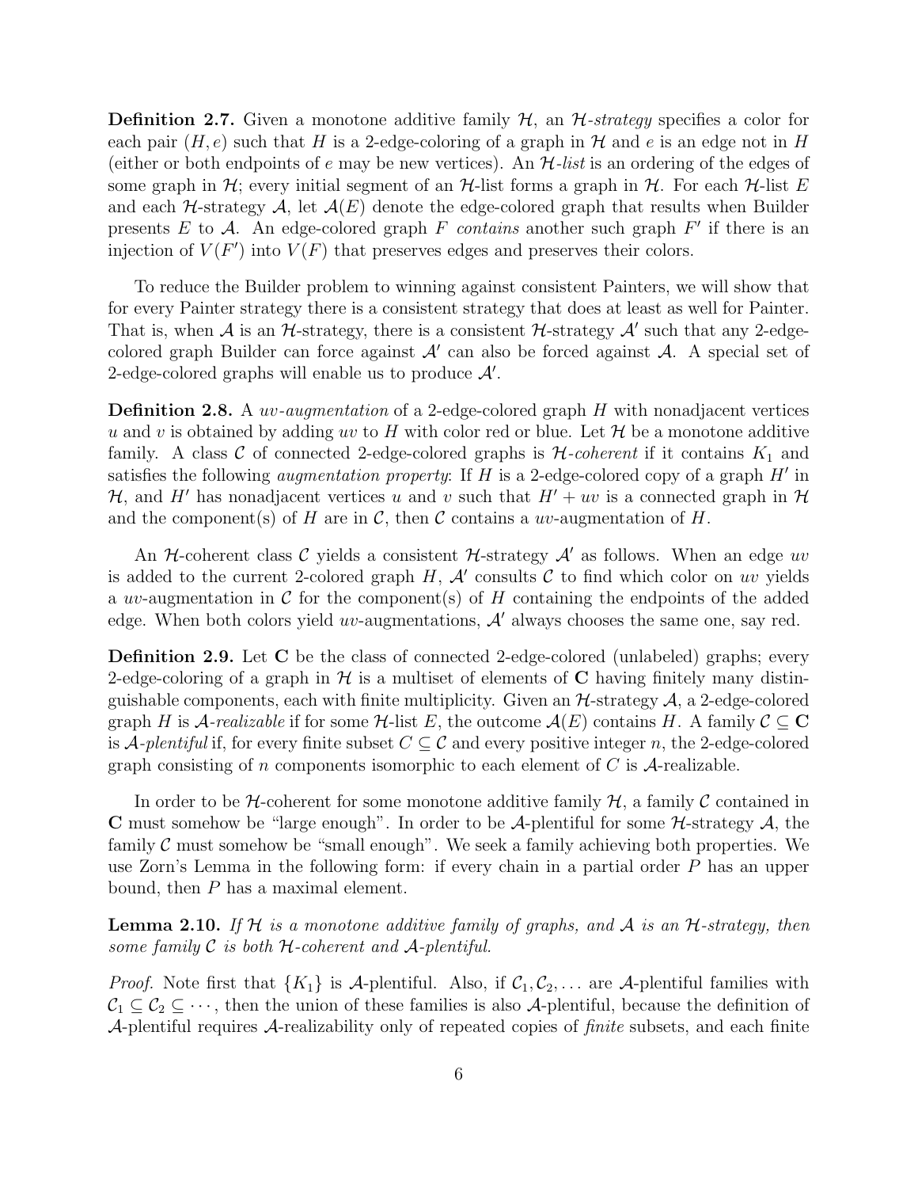**Definition 2.7.** Given a monotone additive family $\mathcal{H}$, an *$\mathcal{H}$-strategy* specifies a color for each pair $(H, e)$ such that $H$ is a 2-edge-coloring of a graph in $\mathcal{H}$ and $e$ is an edge not in $H$ (either or both endpoints of $e$ may be new vertices). An *$\mathcal{H}$-list* is an ordering of the edges of some graph in $\mathcal{H}$; every initial segment of an $\mathcal{H}$-list forms a graph in $\mathcal{H}$. For each $\mathcal{H}$-list $E$ and each $\mathcal{H}$-strategy $\mathcal{A}$, let $\mathcal{A}(E)$ denote the edge-colored graph that results when Builder presents $E$ to $\mathcal{A}$. An edge-colored graph $F$ *contains* another such graph $F'$ if there is an injection of $V(F')$ into $V(F)$ that preserves edges and preserves their colors.

To reduce the Builder problem to winning against consistent Painters, we will show that for every Painter strategy there is a consistent strategy that does at least as well for Painter. That is, when $\mathcal{A}$ is an $\mathcal{H}$-strategy, there is a consistent $\mathcal{H}$-strategy $\mathcal{A}'$ such that any 2-edge-colored graph Builder can force against $\mathcal{A}'$ can also be forced against $\mathcal{A}$. A special set of 2-edge-colored graphs will enable us to produce $\mathcal{A}'$.

**Definition 2.8.** A *$uv$-augmentation* of a 2-edge-colored graph $H$ with nonadjacent vertices $u$ and $v$ is obtained by adding $uv$ to $H$ with color red or blue. Let $\mathcal{H}$ be a monotone additive family. A class $\mathcal{C}$ of connected 2-edge-colored graphs is *$\mathcal{H}$-coherent* if it contains $K_1$ and satisfies the following *augmentation property*: If $H$ is a 2-edge-colored copy of a graph $H'$ in $\mathcal{H}$, and $H'$ has nonadjacent vertices $u$ and $v$ such that $H' + uv$ is a connected graph in $\mathcal{H}$ and the component(s) of $H$ are in $\mathcal{C}$, then $\mathcal{C}$ contains a $uv$-augmentation of $H$.

An $\mathcal{H}$-coherent class $\mathcal{C}$ yields a consistent $\mathcal{H}$-strategy $\mathcal{A}'$ as follows. When an edge $uv$ is added to the current 2-colored graph $H$, $\mathcal{A}'$ consults $\mathcal{C}$ to find which color on $uv$ yields a $uv$-augmentation in $\mathcal{C}$ for the component(s) of $H$ containing the endpoints of the added edge. When both colors yield $uv$-augmentations, $\mathcal{A}'$ always chooses the same one, say red.

**Definition 2.9.** Let $\mathbf{C}$ be the class of connected 2-edge-colored (unlabeled) graphs; every 2-edge-coloring of a graph in $\mathcal{H}$ is a multiset of elements of $\mathbf{C}$ having finitely many distinguishable components, each with finite multiplicity. Given an $\mathcal{H}$-strategy $\mathcal{A}$, a 2-edge-colored graph $H$ is *$\mathcal{A}$-realizable* if for some $\mathcal{H}$-list $E$, the outcome $\mathcal{A}(E)$ contains $H$. A family $\mathcal{C} \subseteq \mathbf{C}$ is *$\mathcal{A}$-plentiful* if, for every finite subset $C \subseteq \mathcal{C}$ and every positive integer $n$, the 2-edge-colored graph consisting of $n$ components isomorphic to each element of $C$ is $\mathcal{A}$-realizable.

In order to be $\mathcal{H}$-coherent for some monotone additive family $\mathcal{H}$, a family $\mathcal{C}$ contained in $\mathbf{C}$ must somehow be "large enough". In order to be $\mathcal{A}$-plentiful for some $\mathcal{H}$-strategy $\mathcal{A}$, the family $\mathcal{C}$ must somehow be "small enough". We seek a family achieving both properties. We use Zorn's Lemma in the following form: if every chain in a partial order $P$ has an upper bound, then $P$ has a maximal element.

**Lemma 2.10.** *If $\mathcal{H}$ is a monotone additive family of graphs, and $\mathcal{A}$ is an $\mathcal{H}$-strategy, then some family $\mathcal{C}$ is both $\mathcal{H}$-coherent and $\mathcal{A}$-plentiful.*

*Proof.* Note first that $\{K_1\}$ is $\mathcal{A}$-plentiful. Also, if $\mathcal{C}_1, \mathcal{C}_2, \ldots$ are $\mathcal{A}$-plentiful families with $\mathcal{C}_1 \subseteq \mathcal{C}_2 \subseteq \cdots$, then the union of these families is also $\mathcal{A}$-plentiful, because the definition of $\mathcal{A}$-plentiful requires $\mathcal{A}$-realizability only of repeated copies of *finite* subsets, and each finite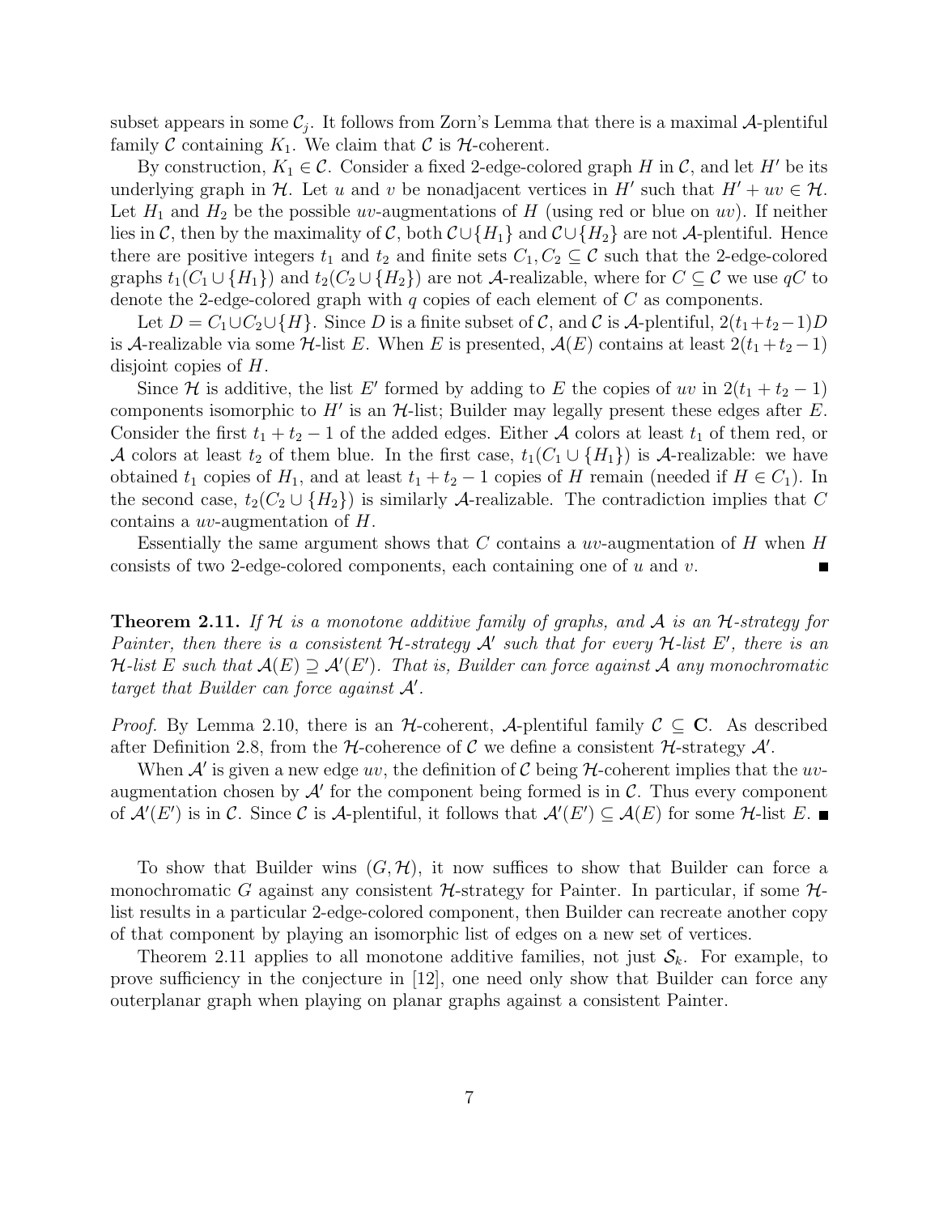subset appears in some $\mathcal{C}_j$. It follows from Zorn's Lemma that there is a maximal $\mathcal{A}$-plentiful family $\mathcal{C}$ containing $K_1$. We claim that $\mathcal{C}$ is $\mathcal{H}$-coherent.

By construction, $K_1 \in \mathcal{C}$. Consider a fixed 2-edge-colored graph $H$ in $\mathcal{C}$, and let $H'$ be its underlying graph in $\mathcal{H}$. Let $u$ and $v$ be nonadjacent vertices in $H'$ such that $H' + uv \in \mathcal{H}$. Let $H_1$ and $H_2$ be the possible $uv$-augmentations of $H$ (using red or blue on $uv$). If neither lies in $\mathcal{C}$, then by the maximality of $\mathcal{C}$, both $\mathcal{C} \cup \{H_1\}$ and $\mathcal{C} \cup \{H_2\}$ are not $\mathcal{A}$-plentiful. Hence there are positive integers $t_1$ and $t_2$ and finite sets $C_1, C_2 \subseteq \mathcal{C}$ such that the 2-edge-colored graphs $t_1(C_1 \cup \{H_1\})$ and $t_2(C_2 \cup \{H_2\})$ are not $\mathcal{A}$-realizable, where for $C \subseteq \mathcal{C}$ we use $qC$ to denote the 2-edge-colored graph with $q$ copies of each element of $C$ as components.

Let $D = C_1 \cup C_2 \cup \{H\}$. Since $D$ is a finite subset of $\mathcal{C}$, and $\mathcal{C}$ is $\mathcal{A}$-plentiful, $2(t_1+t_2-1)D$ is $\mathcal{A}$-realizable via some $\mathcal{H}$-list $E$. When $E$ is presented, $\mathcal{A}(E)$ contains at least $2(t_1+t_2-1)$ disjoint copies of $H$.

Since $\mathcal{H}$ is additive, the list $E'$ formed by adding to $E$ the copies of $uv$ in $2(t_1+t_2-1)$ components isomorphic to $H'$ is an $\mathcal{H}$-list; Builder may legally present these edges after $E$. Consider the first $t_1+t_2-1$ of the added edges. Either $\mathcal{A}$ colors at least $t_1$ of them red, or $\mathcal{A}$ colors at least $t_2$ of them blue. In the first case, $t_1(C_1 \cup \{H_1\})$ is $\mathcal{A}$-realizable: we have obtained $t_1$ copies of $H_1$, and at least $t_1+t_2-1$ copies of $H$ remain (needed if $H \in C_1$). In the second case, $t_2(C_2 \cup \{H_2\})$ is similarly $\mathcal{A}$-realizable. The contradiction implies that $C$ contains a $uv$-augmentation of $H$.

Essentially the same argument shows that $C$ contains a $uv$-augmentation of $H$ when $H$ consists of two 2-edge-colored components, each containing one of $u$ and $v$. ∎

**Theorem 2.11.** *If $\mathcal{H}$ is a monotone additive family of graphs, and $\mathcal{A}$ is an $\mathcal{H}$-strategy for Painter, then there is a consistent $\mathcal{H}$-strategy $\mathcal{A}'$ such that for every $\mathcal{H}$-list $E'$, there is an $\mathcal{H}$-list $E$ such that $\mathcal{A}(E) \supseteq \mathcal{A}'(E')$. That is, Builder can force against $\mathcal{A}$ any monochromatic target that Builder can force against $\mathcal{A}'$.*

*Proof.* By Lemma 2.10, there is an $\mathcal{H}$-coherent, $\mathcal{A}$-plentiful family $\mathcal{C} \subseteq \mathbf{C}$. As described after Definition 2.8, from the $\mathcal{H}$-coherence of $\mathcal{C}$ we define a consistent $\mathcal{H}$-strategy $\mathcal{A}'$.

When $\mathcal{A}'$ is given a new edge $uv$, the definition of $\mathcal{C}$ being $\mathcal{H}$-coherent implies that the $uv$-augmentation chosen by $\mathcal{A}'$ for the component being formed is in $\mathcal{C}$. Thus every component of $\mathcal{A}'(E')$ is in $\mathcal{C}$. Since $\mathcal{C}$ is $\mathcal{A}$-plentiful, it follows that $\mathcal{A}'(E') \subseteq \mathcal{A}(E)$ for some $\mathcal{H}$-list $E$. ∎

To show that Builder wins $(G, \mathcal{H})$, it now suffices to show that Builder can force a monochromatic $G$ against any consistent $\mathcal{H}$-strategy for Painter. In particular, if some $\mathcal{H}$-list results in a particular 2-edge-colored component, then Builder can recreate another copy of that component by playing an isomorphic list of edges on a new set of vertices.

Theorem 2.11 applies to all monotone additive families, not just $\mathcal{S}_k$. For example, to prove sufficiency in the conjecture in [12], one need only show that Builder can force any outerplanar graph when playing on planar graphs against a consistent Painter.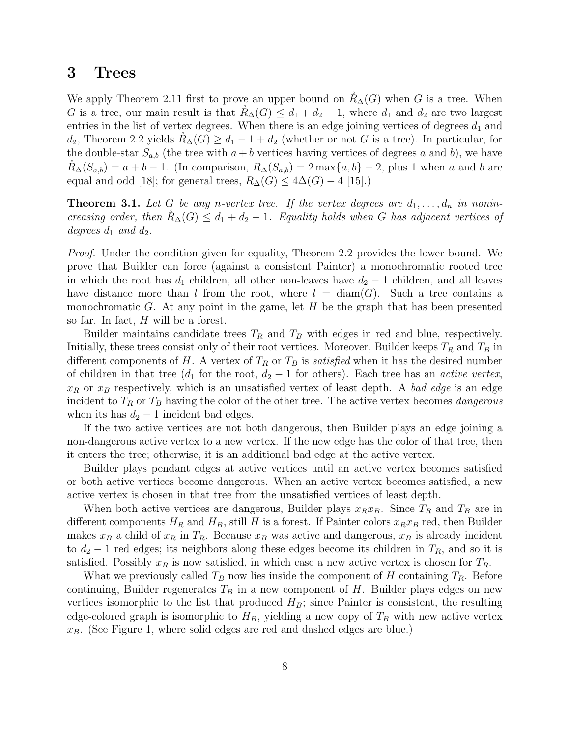## 3 Trees

We apply Theorem 2.11 first to prove an upper bound on $\mathring{R}_\Delta(G)$ when $G$ is a tree. When $G$ is a tree, our main result is that $\mathring{R}_\Delta(G) \le d_1 + d_2 - 1$, where $d_1$ and $d_2$ are two largest entries in the list of vertex degrees. When there is an edge joining vertices of degrees $d_1$ and $d_2$, Theorem 2.2 yields $\mathring{R}_\Delta(G) \ge d_1 - 1 + d_2$ (whether or not $G$ is a tree). In particular, for the double-star $S_{a,b}$ (the tree with $a+b$ vertices having vertices of degrees $a$ and $b$), we have $\mathring{R}_\Delta(S_{a,b}) = a + b - 1$. (In comparison, $R_\Delta(S_{a,b}) = 2\max\{a,b\} - 2$, plus 1 when $a$ and $b$ are equal and odd [18]; for general trees, $R_\Delta(G) \le 4\Delta(G) - 4$ [15].)

**Theorem 3.1.** *Let $G$ be any $n$-vertex tree. If the vertex degrees are $d_1, \dots, d_n$ in nonincreasing order, then $\mathring{R}_\Delta(G) \le d_1 + d_2 - 1$. Equality holds when $G$ has adjacent vertices of degrees $d_1$ and $d_2$.*

*Proof.* Under the condition given for equality, Theorem 2.2 provides the lower bound. We prove that Builder can force (against a consistent Painter) a monochromatic rooted tree in which the root has $d_1$ children, all other non-leaves have $d_2 - 1$ children, and all leaves have distance more than $l$ from the root, where $l = \mathrm{diam}(G)$. Such a tree contains a monochromatic $G$. At any point in the game, let $H$ be the graph that has been presented so far. In fact, $H$ will be a forest.

Builder maintains candidate trees $T_R$ and $T_B$ with edges in red and blue, respectively. Initially, these trees consist only of their root vertices. Moreover, Builder keeps $T_R$ and $T_B$ in different components of $H$. A vertex of $T_R$ or $T_B$ is *satisfied* when it has the desired number of children in that tree ($d_1$ for the root, $d_2 - 1$ for others). Each tree has an *active vertex*, $x_R$ or $x_B$ respectively, which is an unsatisfied vertex of least depth. A *bad edge* is an edge incident to $T_R$ or $T_B$ having the color of the other tree. The active vertex becomes *dangerous* when its has $d_2 - 1$ incident bad edges.

If the two active vertices are not both dangerous, then Builder plays an edge joining a non-dangerous active vertex to a new vertex. If the new edge has the color of that tree, then it enters the tree; otherwise, it is an additional bad edge at the active vertex.

Builder plays pendant edges at active vertices until an active vertex becomes satisfied or both active vertices become dangerous. When an active vertex becomes satisfied, a new active vertex is chosen in that tree from the unsatisfied vertices of least depth.

When both active vertices are dangerous, Builder plays $x_R x_B$. Since $T_R$ and $T_B$ are in different components $H_R$ and $H_B$, still $H$ is a forest. If Painter colors $x_R x_B$ red, then Builder makes $x_B$ a child of $x_R$ in $T_R$. Because $x_B$ was active and dangerous, $x_B$ is already incident to $d_2 - 1$ red edges; its neighbors along these edges become its children in $T_R$, and so it is satisfied. Possibly $x_R$ is now satisfied, in which case a new active vertex is chosen for $T_R$.

What we previously called $T_B$ now lies inside the component of $H$ containing $T_R$. Before continuing, Builder regenerates $T_B$ in a new component of $H$. Builder plays edges on new vertices isomorphic to the list that produced $H_B$; since Painter is consistent, the resulting edge-colored graph is isomorphic to $H_B$, yielding a new copy of $T_B$ with new active vertex $x_B$. (See Figure 1, where solid edges are red and dashed edges are blue.)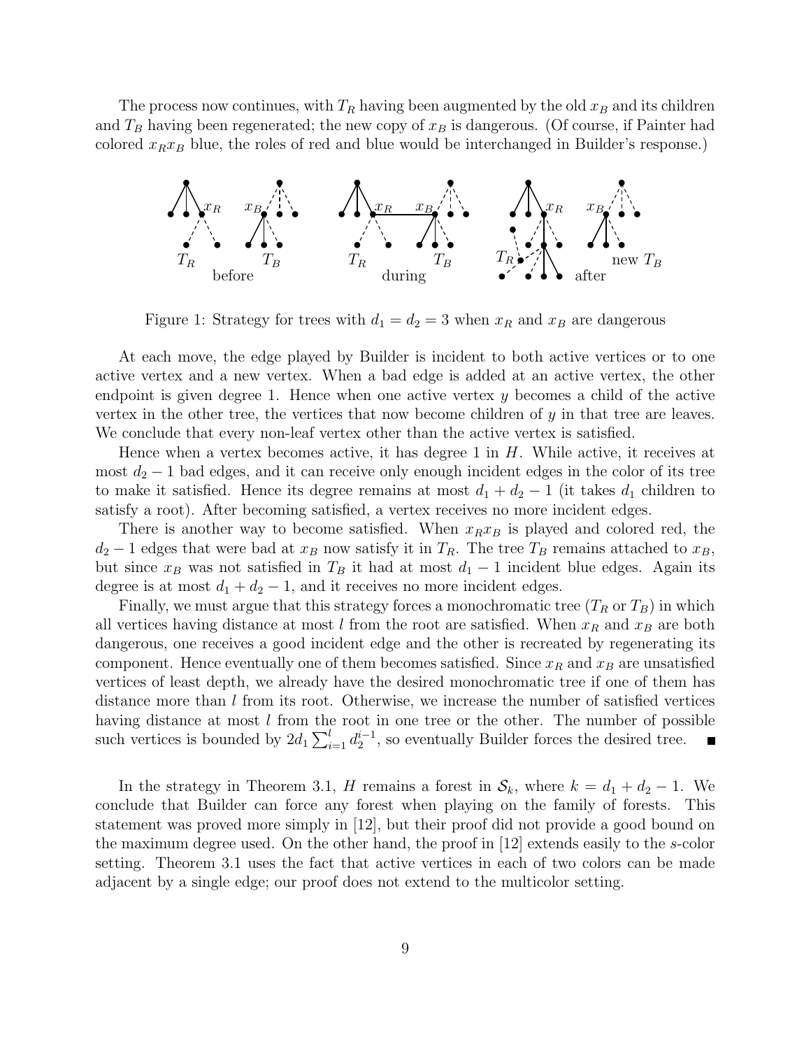The process now continues, with $T_R$ having been augmented by the old $x_B$ and its children and $T_B$ having been regenerated; the new copy of $x_B$ is dangerous. (Of course, if Painter had colored $x_R x_B$ blue, the roles of red and blue would be interchanged in Builder's response.)

Figure 1: Strategy for trees with $d_1 = d_2 = 3$ when $x_R$ and $x_B$ are dangerous

At each move, the edge played by Builder is incident to both active vertices or to one active vertex and a new vertex. When a bad edge is added at an active vertex, the other endpoint is given degree 1. Hence when one active vertex $y$ becomes a child of the active vertex in the other tree, the vertices that now become children of $y$ in that tree are leaves. We conclude that every non-leaf vertex other than the active vertex is satisfied.

Hence when a vertex becomes active, it has degree 1 in $H$. While active, it receives at most $d_2 - 1$ bad edges, and it can receive only enough incident edges in the color of its tree to make it satisfied. Hence its degree remains at most $d_1 + d_2 - 1$ (it takes $d_1$ children to satisfy a root). After becoming satisfied, a vertex receives no more incident edges.

There is another way to become satisfied. When $x_R x_B$ is played and colored red, the $d_2 - 1$ edges that were bad at $x_B$ now satisfy it in $T_R$. The tree $T_B$ remains attached to $x_B$, but since $x_B$ was not satisfied in $T_B$ it had at most $d_1 - 1$ incident blue edges. Again its degree is at most $d_1 + d_2 - 1$, and it receives no more incident edges.

Finally, we must argue that this strategy forces a monochromatic tree ($T_R$ or $T_B$) in which all vertices having distance at most $l$ from the root are satisfied. When $x_R$ and $x_B$ are both dangerous, one receives a good incident edge and the other is recreated by regenerating its component. Hence eventually one of them becomes satisfied. Since $x_R$ and $x_B$ are unsatisfied vertices of least depth, we already have the desired monochromatic tree if one of them has distance more than $l$ from its root. Otherwise, we increase the number of satisfied vertices having distance at most $l$ from the root in one tree or the other. The number of possible such vertices is bounded by $2d_1 \sum_{i=1}^{l} d_2^{i-1}$, so eventually Builder forces the desired tree. ■

In the strategy in Theorem 3.1, $H$ remains a forest in $\mathcal{S}_k$, where $k = d_1 + d_2 - 1$. We conclude that Builder can force any forest when playing on the family of forests. This statement was proved more simply in [12], but their proof did not provide a good bound on the maximum degree used. On the other hand, the proof in [12] extends easily to the $s$-color setting. Theorem 3.1 uses the fact that active vertices in each of two colors can be made adjacent by a single edge; our proof does not extend to the multicolor setting.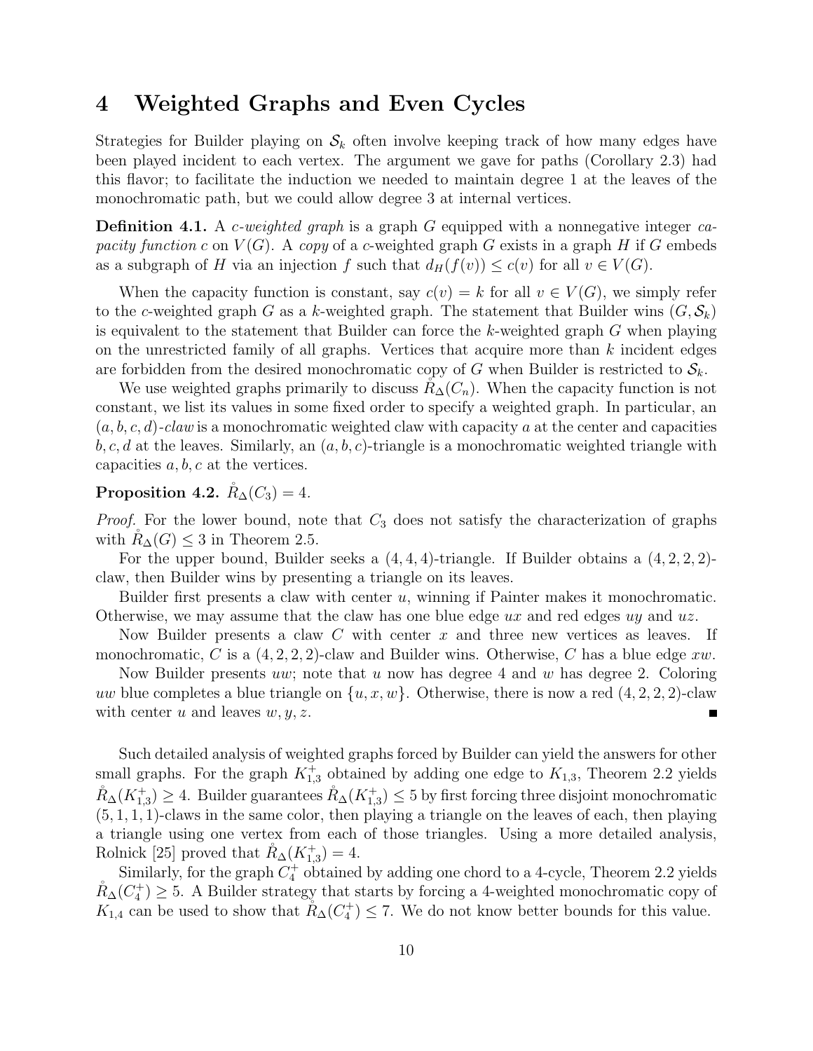# 4 Weighted Graphs and Even Cycles

Strategies for Builder playing on $\mathcal{S}_k$ often involve keeping track of how many edges have been played incident to each vertex. The argument we gave for paths (Corollary 2.3) had this flavor; to facilitate the induction we needed to maintain degree 1 at the leaves of the monochromatic path, but we could allow degree 3 at internal vertices.

**Definition 4.1.** A *c-weighted graph* is a graph $G$ equipped with a nonnegative integer *capacity function* $c$ on $V(G)$. A *copy* of a $c$-weighted graph $G$ exists in a graph $H$ if $G$ embeds as a subgraph of $H$ via an injection $f$ such that $d_H(f(v)) \le c(v)$ for all $v \in V(G)$.

When the capacity function is constant, say $c(v) = k$ for all $v \in V(G)$, we simply refer to the $c$-weighted graph $G$ as a $k$-weighted graph. The statement that Builder wins $(G, \mathcal{S}_k)$ is equivalent to the statement that Builder can force the $k$-weighted graph $G$ when playing on the unrestricted family of all graphs. Vertices that acquire more than $k$ incident edges are forbidden from the desired monochromatic copy of $G$ when Builder is restricted to $\mathcal{S}_k$.

We use weighted graphs primarily to discuss $\mathring{R}_\Delta(C_n)$. When the capacity function is not constant, we list its values in some fixed order to specify a weighted graph. In particular, an $(a, b, c, d)$*-claw* is a monochromatic weighted claw with capacity $a$ at the center and capacities $b, c, d$ at the leaves. Similarly, an $(a, b, c)$-triangle is a monochromatic weighted triangle with capacities $a, b, c$ at the vertices.

**Proposition 4.2.** $\mathring{R}_\Delta(C_3) = 4$.

*Proof.* For the lower bound, note that $C_3$ does not satisfy the characterization of graphs with $\mathring{R}_\Delta(G) \le 3$ in Theorem 2.5.

For the upper bound, Builder seeks a $(4, 4, 4)$-triangle. If Builder obtains a $(4, 2, 2, 2)$-claw, then Builder wins by presenting a triangle on its leaves.

Builder first presents a claw with center $u$, winning if Painter makes it monochromatic. Otherwise, we may assume that the claw has one blue edge $ux$ and red edges $uy$ and $uz$.

Now Builder presents a claw $C$ with center $x$ and three new vertices as leaves. If monochromatic, $C$ is a $(4, 2, 2, 2)$-claw and Builder wins. Otherwise, $C$ has a blue edge $xw$.

Now Builder presents $uw$; note that $u$ now has degree 4 and $w$ has degree 2. Coloring $uw$ blue completes a blue triangle on $\{u, x, w\}$. Otherwise, there is now a red $(4, 2, 2, 2)$-claw with center $u$ and leaves $w, y, z$. ∎

Such detailed analysis of weighted graphs forced by Builder can yield the answers for other small graphs. For the graph $K_{1,3}^+$ obtained by adding one edge to $K_{1,3}$, Theorem 2.2 yields $\mathring{R}_\Delta(K_{1,3}^+) \ge 4$. Builder guarantees $\mathring{R}_\Delta(K_{1,3}^+) \le 5$ by first forcing three disjoint monochromatic $(5, 1, 1, 1)$-claws in the same color, then playing a triangle on the leaves of each, then playing a triangle using one vertex from each of those triangles. Using a more detailed analysis, Rolnick [25] proved that $\mathring{R}_\Delta(K_{1,3}^+) = 4$.

Similarly, for the graph $C_4^+$ obtained by adding one chord to a 4-cycle, Theorem 2.2 yields $\mathring{R}_\Delta(C_4^+) \ge 5$. A Builder strategy that starts by forcing a 4-weighted monochromatic copy of $K_{1,4}$ can be used to show that $\mathring{R}_\Delta(C_4^+) \le 7$. We do not know better bounds for this value.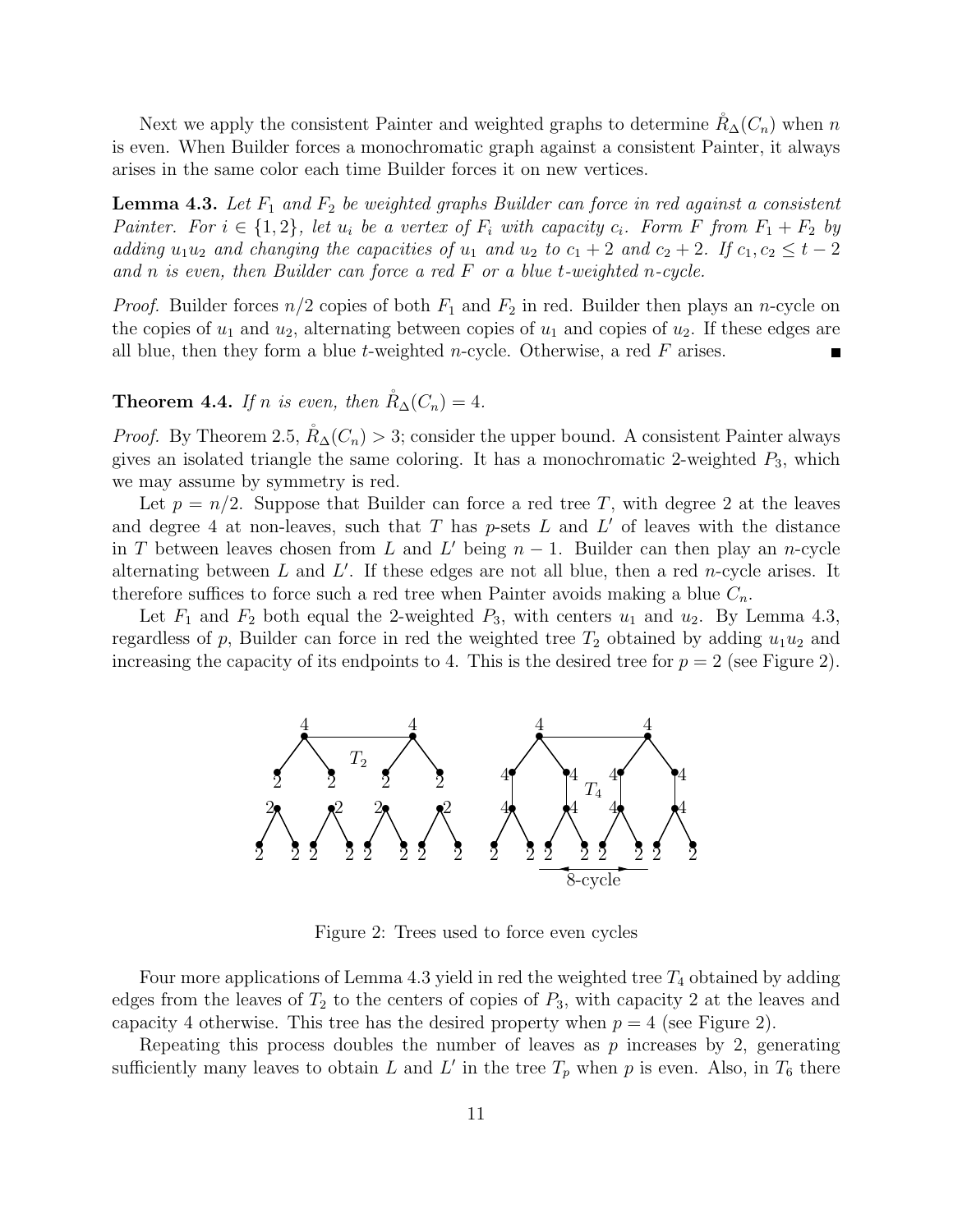Next we apply the consistent Painter and weighted graphs to determine $\mathring{R}_\Delta(C_n)$ when $n$ is even. When Builder forces a monochromatic graph against a consistent Painter, it always arises in the same color each time Builder forces it on new vertices.

**Lemma 4.3.** *Let $F_1$ and $F_2$ be weighted graphs Builder can force in red against a consistent Painter. For $i \in \{1,2\}$, let $u_i$ be a vertex of $F_i$ with capacity $c_i$. Form $F$ from $F_1 + F_2$ by adding $u_1u_2$ and changing the capacities of $u_1$ and $u_2$ to $c_1+2$ and $c_2+2$. If $c_1, c_2 \le t-2$ and $n$ is even, then Builder can force a red $F$ or a blue $t$-weighted $n$-cycle.*

*Proof.* Builder forces $n/2$ copies of both $F_1$ and $F_2$ in red. Builder then plays an $n$-cycle on the copies of $u_1$ and $u_2$, alternating between copies of $u_1$ and copies of $u_2$. If these edges are all blue, then they form a blue $t$-weighted $n$-cycle. Otherwise, a red $F$ arises. ∎

**Theorem 4.4.** *If $n$ is even, then $\mathring{R}_\Delta(C_n) = 4$.*

*Proof.* By Theorem 2.5, $\mathring{R}_\Delta(C_n) > 3$; consider the upper bound. A consistent Painter always gives an isolated triangle the same coloring. It has a monochromatic 2-weighted $P_3$, which we may assume by symmetry is red.

Let $p = n/2$. Suppose that Builder can force a red tree $T$, with degree 2 at the leaves and degree 4 at non-leaves, such that $T$ has $p$-sets $L$ and $L'$ of leaves with the distance in $T$ between leaves chosen from $L$ and $L'$ being $n-1$. Builder can then play an $n$-cycle alternating between $L$ and $L'$. If these edges are not all blue, then a red $n$-cycle arises. It therefore suffices to force such a red tree when Painter avoids making a blue $C_n$.

Let $F_1$ and $F_2$ both equal the 2-weighted $P_3$, with centers $u_1$ and $u_2$. By Lemma 4.3, regardless of $p$, Builder can force in red the weighted tree $T_2$ obtained by adding $u_1u_2$ and increasing the capacity of its endpoints to 4. This is the desired tree for $p = 2$ (see Figure 2).

Figure 2: Trees used to force even cycles

Four more applications of Lemma 4.3 yield in red the weighted tree $T_4$ obtained by adding edges from the leaves of $T_2$ to the centers of copies of $P_3$, with capacity 2 at the leaves and capacity 4 otherwise. This tree has the desired property when $p = 4$ (see Figure 2).

Repeating this process doubles the number of leaves as $p$ increases by 2, generating sufficiently many leaves to obtain $L$ and $L'$ in the tree $T_p$ when $p$ is even. Also, in $T_6$ there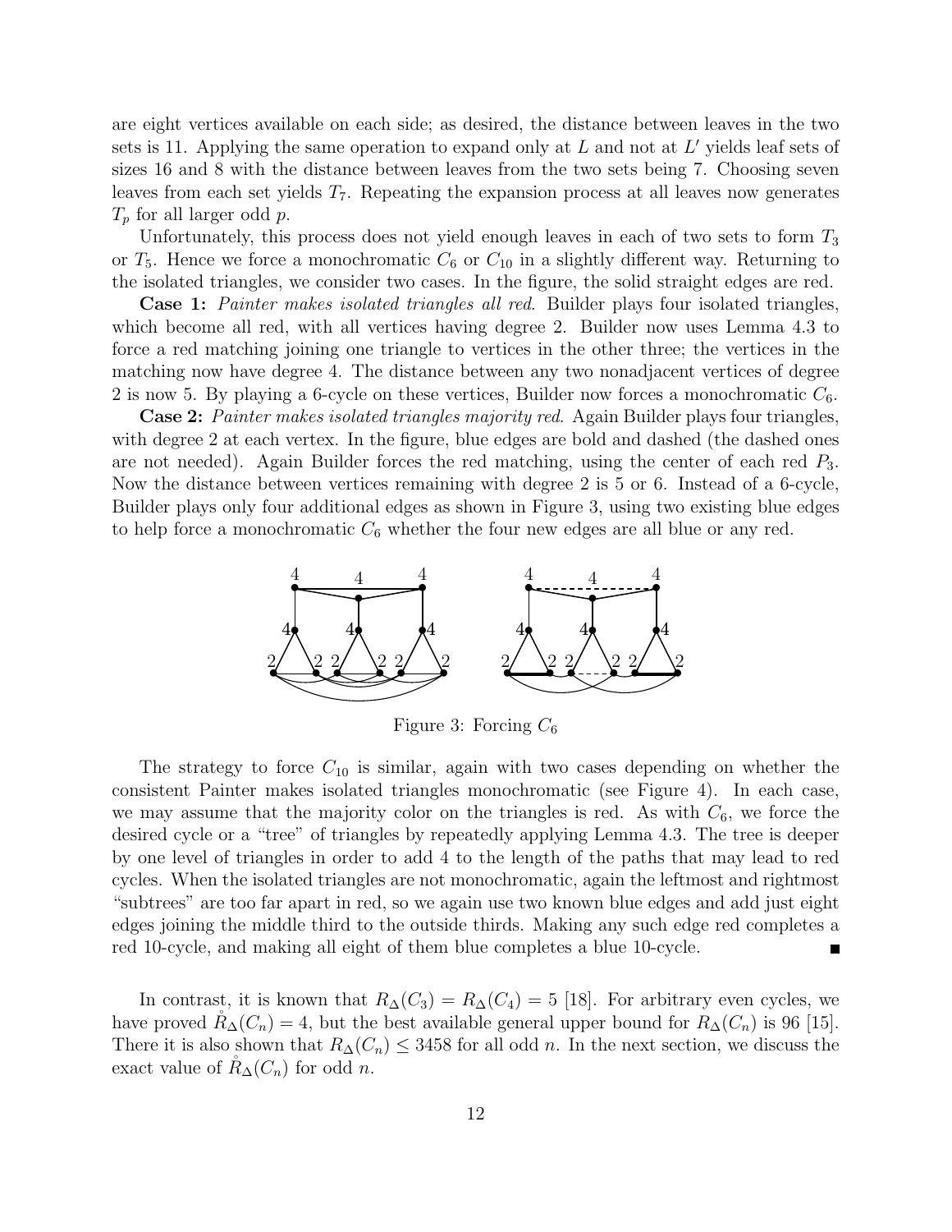are eight vertices available on each side; as desired, the distance between leaves in the two sets is 11. Applying the same operation to expand only at $L$ and not at $L'$ yields leaf sets of sizes 16 and 8 with the distance between leaves from the two sets being 7. Choosing seven leaves from each set yields $T_7$. Repeating the expansion process at all leaves now generates $T_p$ for all larger odd $p$.

Unfortunately, this process does not yield enough leaves in each of two sets to form $T_3$ or $T_5$. Hence we force a monochromatic $C_6$ or $C_{10}$ in a slightly different way. Returning to the isolated triangles, we consider two cases. In the figure, the solid straight edges are red.

**Case 1:** *Painter makes isolated triangles all red*. Builder plays four isolated triangles, which become all red, with all vertices having degree 2. Builder now uses Lemma 4.3 to force a red matching joining one triangle to vertices in the other three; the vertices in the matching now have degree 4. The distance between any two nonadjacent vertices of degree 2 is now 5. By playing a 6-cycle on these vertices, Builder now forces a monochromatic $C_6$.

**Case 2:** *Painter makes isolated triangles majority red*. Again Builder plays four triangles, with degree 2 at each vertex. In the figure, blue edges are bold and dashed (the dashed ones are not needed). Again Builder forces the red matching, using the center of each red $P_3$. Now the distance between vertices remaining with degree 2 is 5 or 6. Instead of a 6-cycle, Builder plays only four additional edges as shown in Figure 3, using two existing blue edges to help force a monochromatic $C_6$ whether the four new edges are all blue or any red.

Figure 3: Forcing $C_6$

The strategy to force $C_{10}$ is similar, again with two cases depending on whether the consistent Painter makes isolated triangles monochromatic (see Figure 4). In each case, we may assume that the majority color on the triangles is red. As with $C_6$, we force the desired cycle or a "tree" of triangles by repeatedly applying Lemma 4.3. The tree is deeper by one level of triangles in order to add 4 to the length of the paths that may lead to red cycles. When the isolated triangles are not monochromatic, again the leftmost and rightmost "subtrees" are too far apart in red, so we again use two known blue edges and add just eight edges joining the middle third to the outside thirds. Making any such edge red completes a red 10-cycle, and making all eight of them blue completes a blue 10-cycle. ■

In contrast, it is known that $R_\Delta(C_3) = R_\Delta(C_4) = 5$ [18]. For arbitrary even cycles, we have proved $\mathring{R}_\Delta(C_n) = 4$, but the best available general upper bound for $R_\Delta(C_n)$ is 96 [15]. There it is also shown that $R_\Delta(C_n) \leq 3458$ for all odd $n$. In the next section, we discuss the exact value of $\mathring{R}_\Delta(C_n)$ for odd $n$.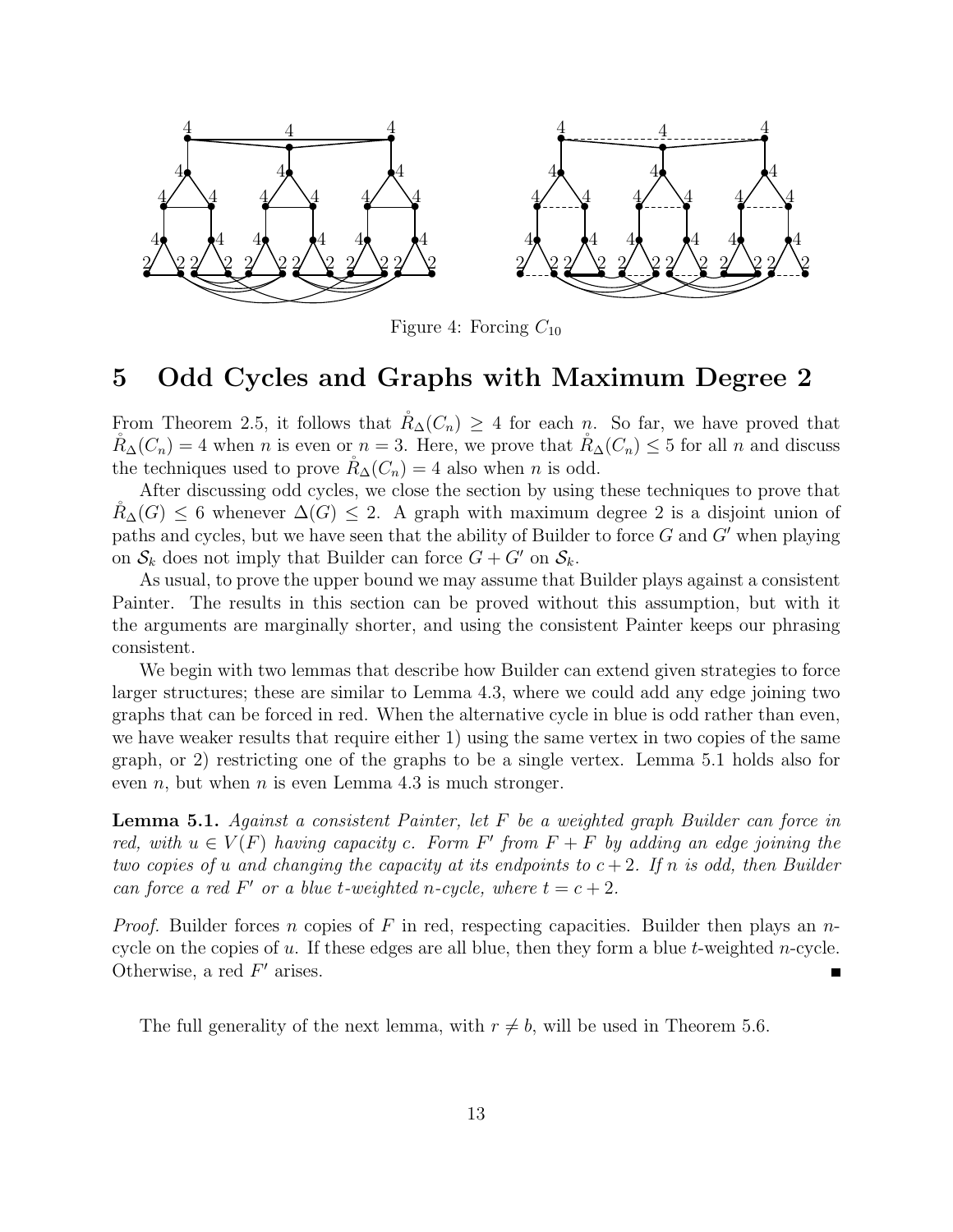Figure 4: Forcing $C_{10}$

## 5 Odd Cycles and Graphs with Maximum Degree 2

From Theorem 2.5, it follows that $\mathring{R}_\Delta(C_n) \geq 4$ for each $n$. So far, we have proved that $\mathring{R}_\Delta(C_n) = 4$ when $n$ is even or $n = 3$. Here, we prove that $\mathring{R}_\Delta(C_n) \leq 5$ for all $n$ and discuss the techniques used to prove $\mathring{R}_\Delta(C_n) = 4$ also when $n$ is odd.

After discussing odd cycles, we close the section by using these techniques to prove that $\mathring{R}_\Delta(G) \leq 6$ whenever $\Delta(G) \leq 2$. A graph with maximum degree 2 is a disjoint union of paths and cycles, but we have seen that the ability of Builder to force $G$ and $G'$ when playing on $\mathcal{S}_k$ does not imply that Builder can force $G + G'$ on $\mathcal{S}_k$.

As usual, to prove the upper bound we may assume that Builder plays against a consistent Painter. The results in this section can be proved without this assumption, but with it the arguments are marginally shorter, and using the consistent Painter keeps our phrasing consistent.

We begin with two lemmas that describe how Builder can extend given strategies to force larger structures; these are similar to Lemma 4.3, where we could add any edge joining two graphs that can be forced in red. When the alternative cycle in blue is odd rather than even, we have weaker results that require either 1) using the same vertex in two copies of the same graph, or 2) restricting one of the graphs to be a single vertex. Lemma 5.1 holds also for even $n$, but when $n$ is even Lemma 4.3 is much stronger.

**Lemma 5.1.** *Against a consistent Painter, let $F$ be a weighted graph Builder can force in red, with $u \in V(F)$ having capacity $c$. Form $F'$ from $F + F$ by adding an edge joining the two copies of $u$ and changing the capacity at its endpoints to $c+2$. If $n$ is odd, then Builder can force a red $F'$ or a blue $t$-weighted $n$-cycle, where $t = c + 2$.*

*Proof.* Builder forces $n$ copies of $F$ in red, respecting capacities. Builder then plays an $n$-cycle on the copies of $u$. If these edges are all blue, then they form a blue $t$-weighted $n$-cycle. Otherwise, a red $F'$ arises. ∎

The full generality of the next lemma, with $r \neq b$, will be used in Theorem 5.6.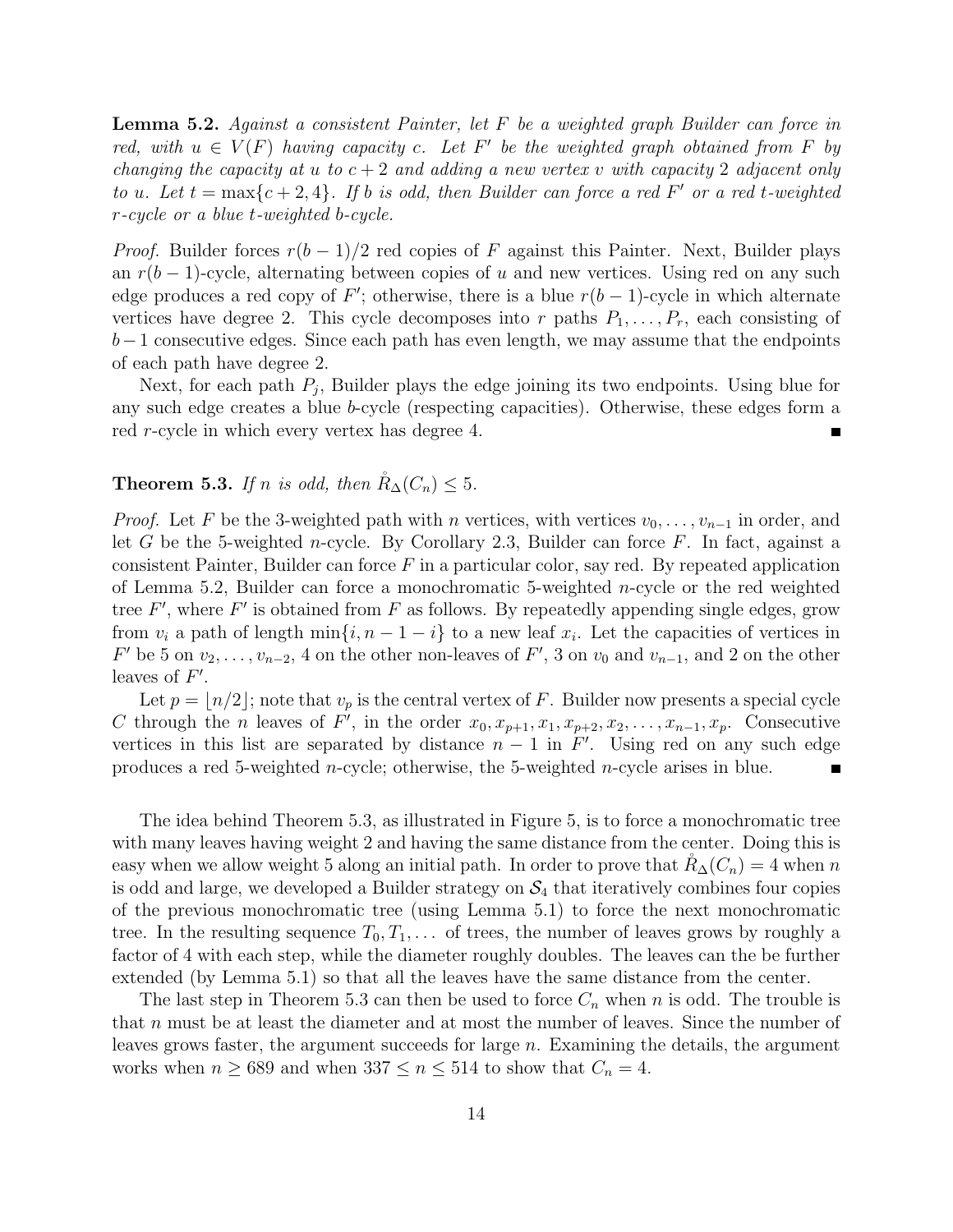**Lemma 5.2.** *Against a consistent Painter, let $F$ be a weighted graph Builder can force in red, with $u \in V(F)$ having capacity $c$. Let $F'$ be the weighted graph obtained from $F$ by changing the capacity at $u$ to $c+2$ and adding a new vertex $v$ with capacity 2 adjacent only to $u$. Let $t = \max\{c+2, 4\}$. If $b$ is odd, then Builder can force a red $F'$ or a red $t$-weighted $r$-cycle or a blue $t$-weighted $b$-cycle.*

*Proof.* Builder forces $r(b-1)/2$ red copies of $F$ against this Painter. Next, Builder plays an $r(b-1)$-cycle, alternating between copies of $u$ and new vertices. Using red on any such edge produces a red copy of $F'$; otherwise, there is a blue $r(b-1)$-cycle in which alternate vertices have degree 2. This cycle decomposes into $r$ paths $P_1, \ldots, P_r$, each consisting of $b-1$ consecutive edges. Since each path has even length, we may assume that the endpoints of each path have degree 2.

Next, for each path $P_j$, Builder plays the edge joining its two endpoints. Using blue for any such edge creates a blue $b$-cycle (respecting capacities). Otherwise, these edges form a red $r$-cycle in which every vertex has degree 4. ∎

**Theorem 5.3.** *If $n$ is odd, then $\mathring{R}_\Delta(C_n) \le 5$.*

*Proof.* Let $F$ be the 3-weighted path with $n$ vertices, with vertices $v_0, \ldots, v_{n-1}$ in order, and let $G$ be the 5-weighted $n$-cycle. By Corollary 2.3, Builder can force $F$. In fact, against a consistent Painter, Builder can force $F$ in a particular color, say red. By repeated application of Lemma 5.2, Builder can force a monochromatic 5-weighted $n$-cycle or the red weighted tree $F'$, where $F'$ is obtained from $F$ as follows. By repeatedly appending single edges, grow from $v_i$ a path of length $\min\{i, n-1-i\}$ to a new leaf $x_i$. Let the capacities of vertices in $F'$ be 5 on $v_2, \ldots, v_{n-2}$, 4 on the other non-leaves of $F'$, 3 on $v_0$ and $v_{n-1}$, and 2 on the other leaves of $F'$.

Let $p = \lfloor n/2 \rfloor$; note that $v_p$ is the central vertex of $F$. Builder now presents a special cycle $C$ through the $n$ leaves of $F'$, in the order $x_0, x_{p+1}, x_1, x_{p+2}, x_2, \ldots, x_{n-1}, x_p$. Consecutive vertices in this list are separated by distance $n-1$ in $F'$. Using red on any such edge produces a red 5-weighted $n$-cycle; otherwise, the 5-weighted $n$-cycle arises in blue. ∎

The idea behind Theorem 5.3, as illustrated in Figure 5, is to force a monochromatic tree with many leaves having weight 2 and having the same distance from the center. Doing this is easy when we allow weight 5 along an initial path. In order to prove that $\mathring{R}_\Delta(C_n) = 4$ when $n$ is odd and large, we developed a Builder strategy on $\mathcal{S}_4$ that iteratively combines four copies of the previous monochromatic tree (using Lemma 5.1) to force the next monochromatic tree. In the resulting sequence $T_0, T_1, \ldots$ of trees, the number of leaves grows by roughly a factor of 4 with each step, while the diameter roughly doubles. The leaves can the be further extended (by Lemma 5.1) so that all the leaves have the same distance from the center.

The last step in Theorem 5.3 can then be used to force $C_n$ when $n$ is odd. The trouble is that $n$ must be at least the diameter and at most the number of leaves. Since the number of leaves grows faster, the argument succeeds for large $n$. Examining the details, the argument works when $n \ge 689$ and when $337 \le n \le 514$ to show that $C_n = 4$.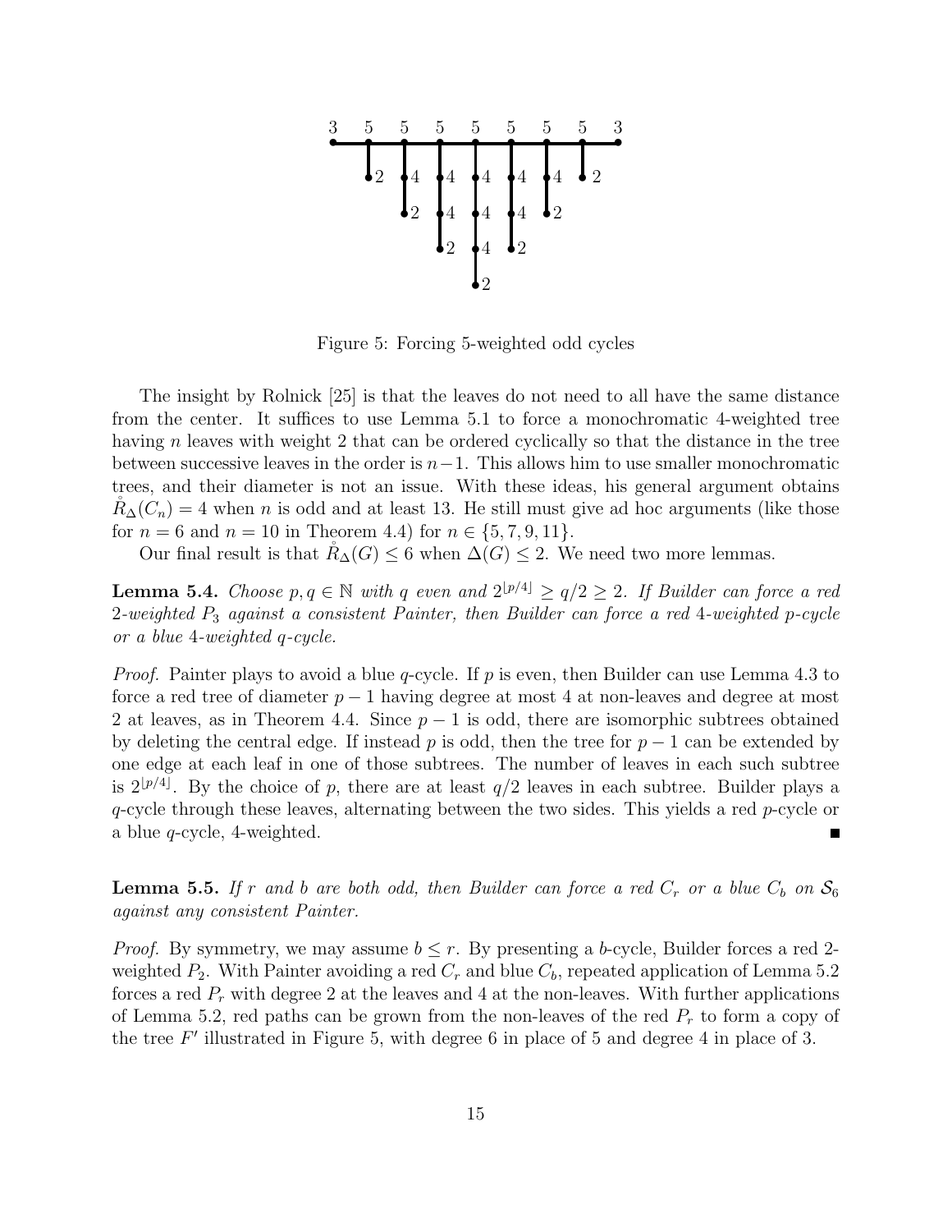Figure 5: Forcing 5-weighted odd cycles

The insight by Rolnick [25] is that the leaves do not need to all have the same distance from the center. It suffices to use Lemma 5.1 to force a monochromatic 4-weighted tree having $n$ leaves with weight 2 that can be ordered cyclically so that the distance in the tree between successive leaves in the order is $n-1$. This allows him to use smaller monochromatic trees, and their diameter is not an issue. With these ideas, his general argument obtains $\mathring{R}_\Delta(C_n) = 4$ when $n$ is odd and at least 13. He still must give ad hoc arguments (like those for $n = 6$ and $n = 10$ in Theorem 4.4) for $n \in \{5, 7, 9, 11\}$.

Our final result is that $\mathring{R}_\Delta(G) \le 6$ when $\Delta(G) \le 2$. We need two more lemmas.

**Lemma 5.4.** *Choose $p, q \in \mathbb{N}$ with $q$ even and $2^{\lfloor p/4 \rfloor} \ge q/2 \ge 2$. If Builder can force a red 2-weighted $P_3$ against a consistent Painter, then Builder can force a red 4-weighted $p$-cycle or a blue 4-weighted $q$-cycle.*

*Proof.* Painter plays to avoid a blue $q$-cycle. If $p$ is even, then Builder can use Lemma 4.3 to force a red tree of diameter $p-1$ having degree at most 4 at non-leaves and degree at most 2 at leaves, as in Theorem 4.4. Since $p-1$ is odd, there are isomorphic subtrees obtained by deleting the central edge. If instead $p$ is odd, then the tree for $p-1$ can be extended by one edge at each leaf in one of those subtrees. The number of leaves in each such subtree is $2^{\lfloor p/4 \rfloor}$. By the choice of $p$, there are at least $q/2$ leaves in each subtree. Builder plays a $q$-cycle through these leaves, alternating between the two sides. This yields a red $p$-cycle or a blue $q$-cycle, 4-weighted. ∎

**Lemma 5.5.** *If $r$ and $b$ are both odd, then Builder can force a red $C_r$ or a blue $C_b$ on $\mathcal{S}_6$ against any consistent Painter.*

*Proof.* By symmetry, we may assume $b \le r$. By presenting a $b$-cycle, Builder forces a red 2-weighted $P_2$. With Painter avoiding a red $C_r$ and blue $C_b$, repeated application of Lemma 5.2 forces a red $P_r$ with degree 2 at the leaves and 4 at the non-leaves. With further applications of Lemma 5.2, red paths can be grown from the non-leaves of the red $P_r$ to form a copy of the tree $F'$ illustrated in Figure 5, with degree 6 in place of 5 and degree 4 in place of 3.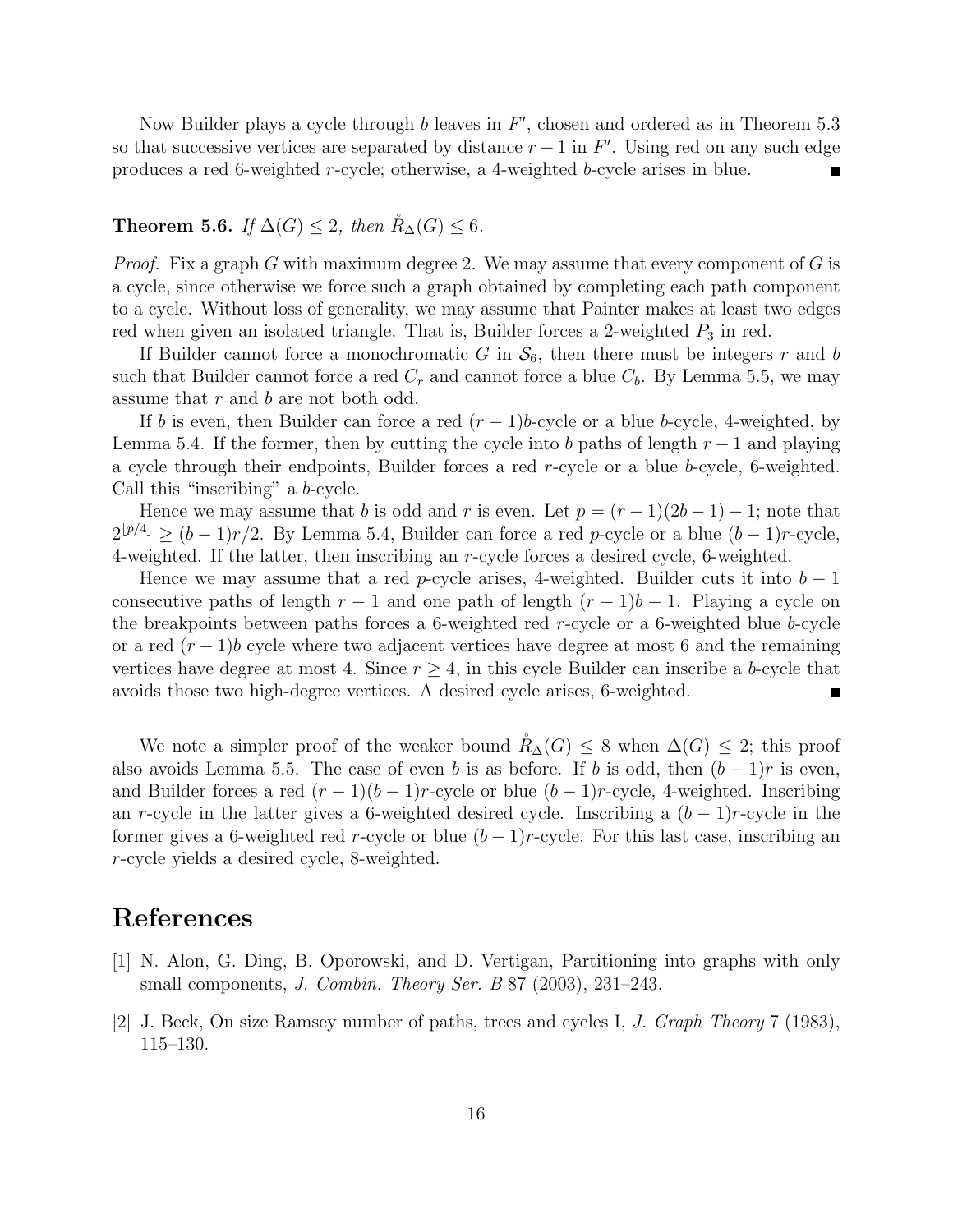Now Builder plays a cycle through $b$ leaves in $F'$, chosen and ordered as in Theorem 5.3 so that successive vertices are separated by distance $r-1$ in $F'$. Using red on any such edge produces a red 6-weighted $r$-cycle; otherwise, a 4-weighted $b$-cycle arises in blue. ∎

**Theorem 5.6.** *If $\Delta(G) \le 2$, then $\mathring{R}_\Delta(G) \le 6$.*

*Proof.* Fix a graph $G$ with maximum degree 2. We may assume that every component of $G$ is a cycle, since otherwise we force such a graph obtained by completing each path component to a cycle. Without loss of generality, we may assume that Painter makes at least two edges red when given an isolated triangle. That is, Builder forces a 2-weighted $P_3$ in red.

If Builder cannot force a monochromatic $G$ in $\mathcal{S}_6$, then there must be integers $r$ and $b$ such that Builder cannot force a red $C_r$ and cannot force a blue $C_b$. By Lemma 5.5, we may assume that $r$ and $b$ are not both odd.

If $b$ is even, then Builder can force a red $(r-1)b$-cycle or a blue $b$-cycle, 4-weighted, by Lemma 5.4. If the former, then by cutting the cycle into $b$ paths of length $r-1$ and playing a cycle through their endpoints, Builder forces a red $r$-cycle or a blue $b$-cycle, 6-weighted. Call this "inscribing" a $b$-cycle.

Hence we may assume that $b$ is odd and $r$ is even. Let $p = (r-1)(2b-1)-1$; note that $2^{\lfloor p/4 \rfloor} \ge (b-1)r/2$. By Lemma 5.4, Builder can force a red $p$-cycle or a blue $(b-1)r$-cycle, 4-weighted. If the latter, then inscribing an $r$-cycle forces a desired cycle, 6-weighted.

Hence we may assume that a red $p$-cycle arises, 4-weighted. Builder cuts it into $b-1$ consecutive paths of length $r-1$ and one path of length $(r-1)b-1$. Playing a cycle on the breakpoints between paths forces a 6-weighted red $r$-cycle or a 6-weighted blue $b$-cycle or a red $(r-1)b$ cycle where two adjacent vertices have degree at most 6 and the remaining vertices have degree at most 4. Since $r \ge 4$, in this cycle Builder can inscribe a $b$-cycle that avoids those two high-degree vertices. A desired cycle arises, 6-weighted. ∎

We note a simpler proof of the weaker bound $\mathring{R}_\Delta(G) \le 8$ when $\Delta(G) \le 2$; this proof also avoids Lemma 5.5. The case of even $b$ is as before. If $b$ is odd, then $(b-1)r$ is even, and Builder forces a red $(r-1)(b-1)r$-cycle or blue $(b-1)r$-cycle, 4-weighted. Inscribing an $r$-cycle in the latter gives a 6-weighted desired cycle. Inscribing a $(b-1)r$-cycle in the former gives a 6-weighted red $r$-cycle or blue $(b-1)r$-cycle. For this last case, inscribing an $r$-cycle yields a desired cycle, 8-weighted.

# References

[1] N. Alon, G. Ding, B. Oporowski, and D. Vertigan, Partitioning into graphs with only small components, *J. Combin. Theory Ser. B* 87 (2003), 231–243.

[2] J. Beck, On size Ramsey number of paths, trees and cycles I, *J. Graph Theory* 7 (1983), 115–130.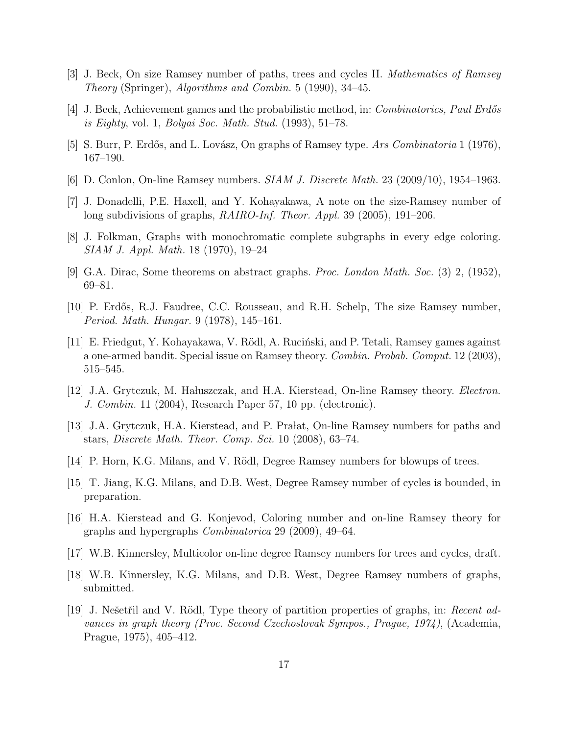[3] J. Beck, On size Ramsey number of paths, trees and cycles II. *Mathematics of Ramsey Theory* (Springer), *Algorithms and Combin.* 5 (1990), 34–45.

[4] J. Beck, Achievement games and the probabilistic method, in: *Combinatorics, Paul Erdős is Eighty*, vol. 1, *Bolyai Soc. Math. Stud.* (1993), 51–78.

[5] S. Burr, P. Erdős, and L. Lovász, On graphs of Ramsey type. *Ars Combinatoria* 1 (1976), 167–190.

[6] D. Conlon, On-line Ramsey numbers. *SIAM J. Discrete Math.* 23 (2009/10), 1954–1963.

[7] J. Donadelli, P.E. Haxell, and Y. Kohayakawa, A note on the size-Ramsey number of long subdivisions of graphs, *RAIRO-Inf. Theor. Appl.* 39 (2005), 191–206.

[8] J. Folkman, Graphs with monochromatic complete subgraphs in every edge coloring. *SIAM J. Appl. Math.* 18 (1970), 19–24

[9] G.A. Dirac, Some theorems on abstract graphs. *Proc. London Math. Soc.* (3) 2, (1952), 69–81.

[10] P. Erdős, R.J. Faudree, C.C. Rousseau, and R.H. Schelp, The size Ramsey number, *Period. Math. Hungar.* 9 (1978), 145–161.

[11] E. Friedgut, Y. Kohayakawa, V. Rödl, A. Ruciński, and P. Tetali, Ramsey games against a one-armed bandit. Special issue on Ramsey theory. *Combin. Probab. Comput.* 12 (2003), 515–545.

[12] J.A. Grytczuk, M. Hałuszczak, and H.A. Kierstead, On-line Ramsey theory. *Electron. J. Combin.* 11 (2004), Research Paper 57, 10 pp. (electronic).

[13] J.A. Grytczuk, H.A. Kierstead, and P. Prałat, On-line Ramsey numbers for paths and stars, *Discrete Math. Theor. Comp. Sci.* 10 (2008), 63–74.

[14] P. Horn, K.G. Milans, and V. Rödl, Degree Ramsey numbers for blowups of trees.

[15] T. Jiang, K.G. Milans, and D.B. West, Degree Ramsey number of cycles is bounded, in preparation.

[16] H.A. Kierstead and G. Konjevod, Coloring number and on-line Ramsey theory for graphs and hypergraphs *Combinatorica* 29 (2009), 49–64.

[17] W.B. Kinnersley, Multicolor on-line degree Ramsey numbers for trees and cycles, draft.

[18] W.B. Kinnersley, K.G. Milans, and D.B. West, Degree Ramsey numbers of graphs, submitted.

[19] J. Nešetřil and V. Rödl, Type theory of partition properties of graphs, in: *Recent advances in graph theory (Proc. Second Czechoslovak Sympos., Prague, 1974)*, (Academia, Prague, 1975), 405–412.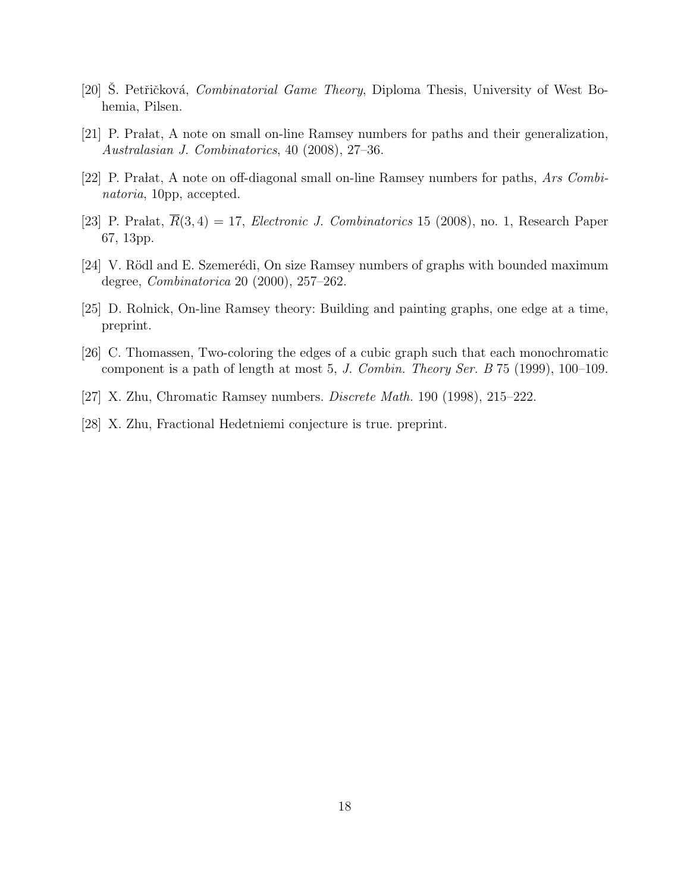[20] Š. Petřičková, *Combinatorial Game Theory*, Diploma Thesis, University of West Bohemia, Pilsen.

[21] P. Prałat, A note on small on-line Ramsey numbers for paths and their generalization, *Australasian J. Combinatorics*, 40 (2008), 27–36.

[22] P. Prałat, A note on off-diagonal small on-line Ramsey numbers for paths, *Ars Combinatoria*, 10pp, accepted.

[23] P. Prałat, $\overline{R}(3,4) = 17$, *Electronic J. Combinatorics* 15 (2008), no. 1, Research Paper 67, 13pp.

[24] V. Rödl and E. Szemerédi, On size Ramsey numbers of graphs with bounded maximum degree, *Combinatorica* 20 (2000), 257–262.

[25] D. Rolnick, On-line Ramsey theory: Building and painting graphs, one edge at a time, preprint.

[26] C. Thomassen, Two-coloring the edges of a cubic graph such that each monochromatic component is a path of length at most 5, *J. Combin. Theory Ser. B* 75 (1999), 100–109.

[27] X. Zhu, Chromatic Ramsey numbers. *Discrete Math.* 190 (1998), 215–222.

[28] X. Zhu, Fractional Hedetniemi conjecture is true. preprint.